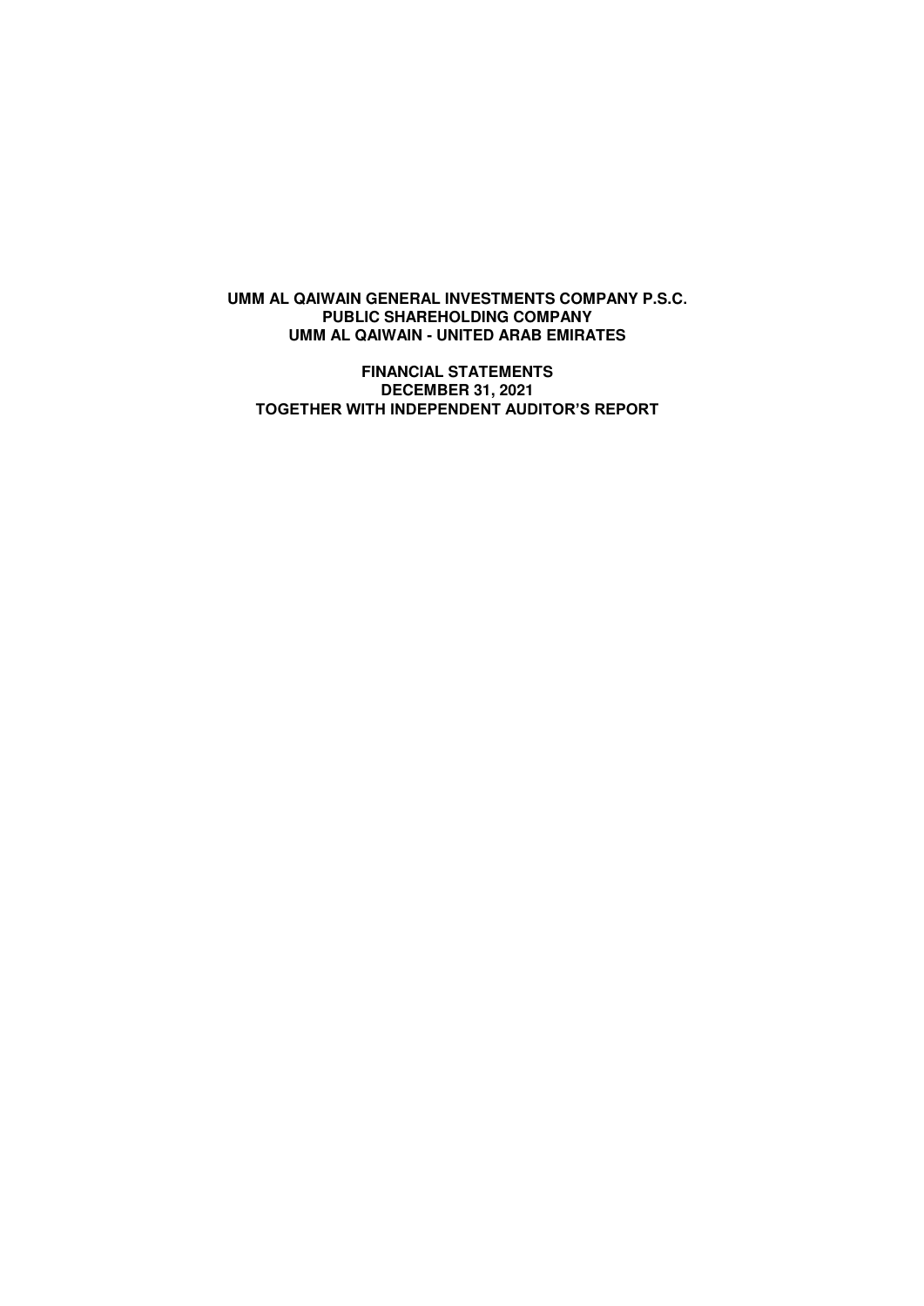**UMM AL QAIWAIN GENERAL INVESTMENTS COMPANY P.S.C.**
**PUBLIC SHAREHOLDING COMPANY**
**UMM AL QAIWAIN - UNITED ARAB EMIRATES**

**FINANCIAL STATEMENTS**
**DECEMBER 31, 2021**
**TOGETHER WITH INDEPENDENT AUDITOR'S REPORT**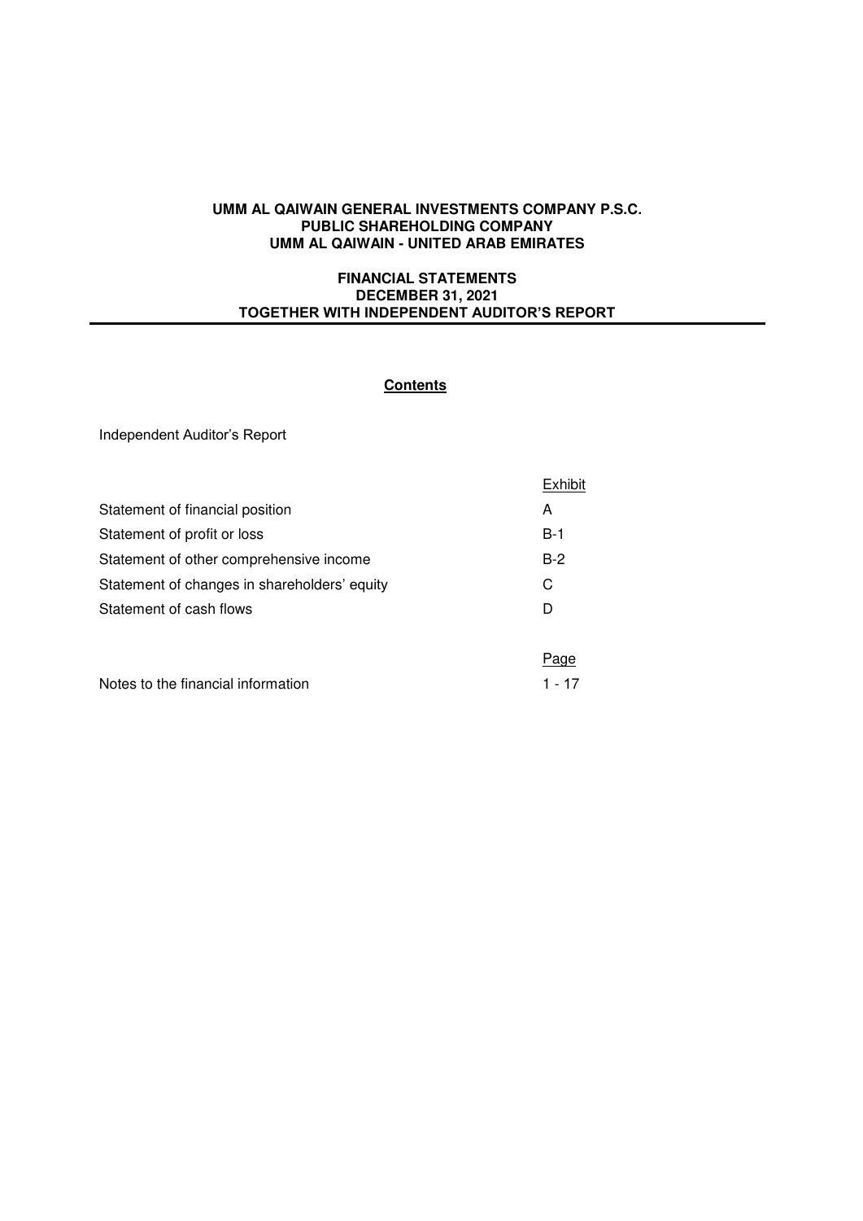**UMM AL QAIWAIN GENERAL INVESTMENTS COMPANY P.S.C.**
**PUBLIC SHAREHOLDING COMPANY**
**UMM AL QAIWAIN - UNITED ARAB EMIRATES**

**FINANCIAL STATEMENTS**
**DECEMBER 31, 2021**
**TOGETHER WITH INDEPENDENT AUDITOR'S REPORT**

---

**Contents**

Independent Auditor's Report

| | Exhibit |
|---|---|
| Statement of financial position | A |
| Statement of profit or loss | B-1 |
| Statement of other comprehensive income | B-2 |
| Statement of changes in shareholders' equity | C |
| Statement of cash flows | D |
| | **Page** |
| Notes to the financial information | 1 - 17 |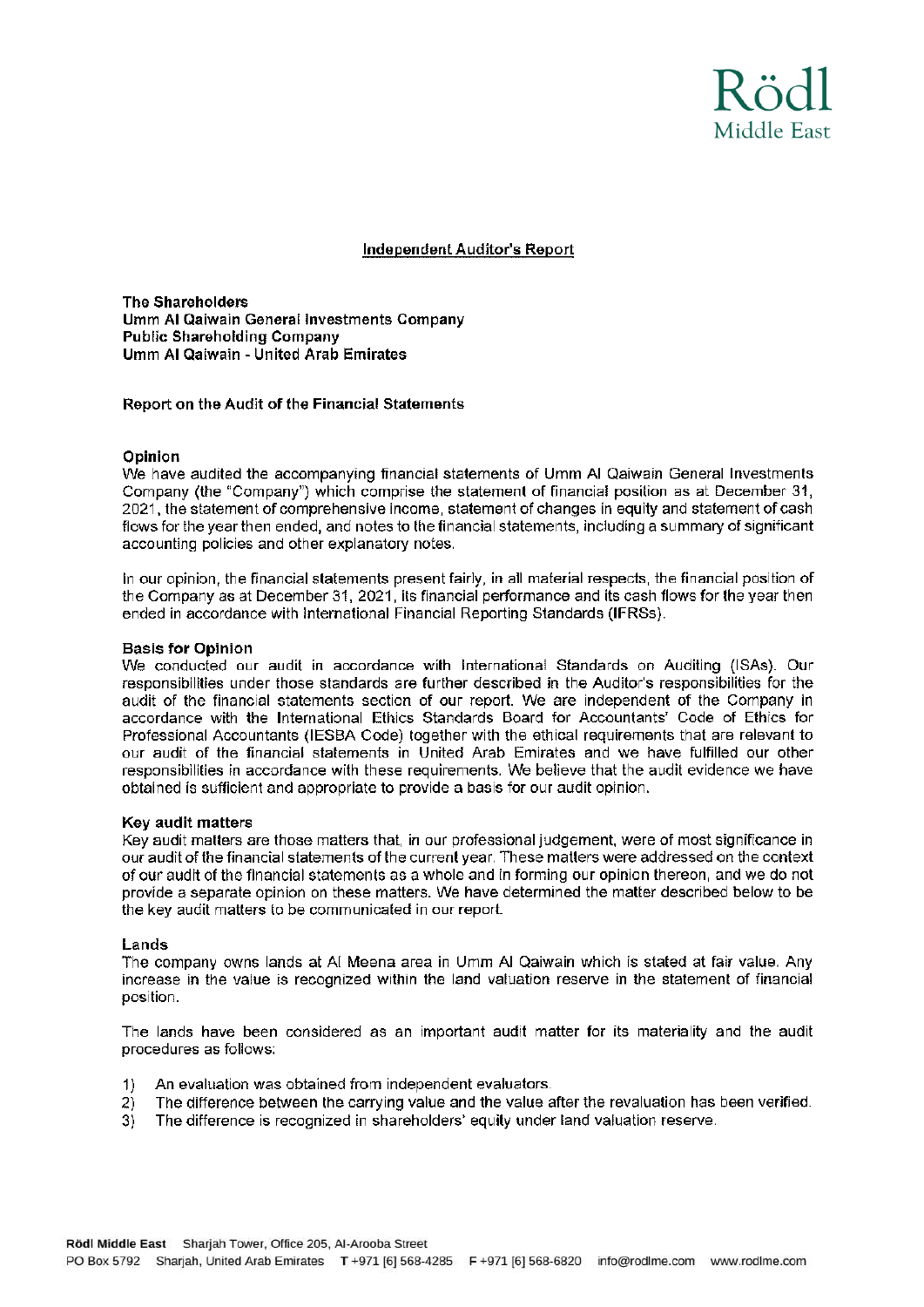## Independent Auditor's Report

**The Shareholders**
**Umm Al Qaiwain General Investments Company**
**Public Shareholding Company**
**Umm Al Qaiwain - United Arab Emirates**

**Report on the Audit of the Financial Statements**

### Opinion

We have audited the accompanying financial statements of Umm Al Qaiwain General Investments Company (the "Company") which comprise the statement of financial position as at December 31, 2021, the statement of comprehensive income, statement of changes in equity and statement of cash flows for the year then ended, and notes to the financial statements, including a summary of significant accounting policies and other explanatory notes.

In our opinion, the financial statements present fairly, in all material respects, the financial position of the Company as at December 31, 2021, its financial performance and its cash flows for the year then ended in accordance with International Financial Reporting Standards (IFRSs).

### Basis for Opinion

We conducted our audit in accordance with International Standards on Auditing (ISAs). Our responsibilities under those standards are further described in the Auditor's responsibilities for the audit of the financial statements section of our report. We are independent of the Company in accordance with the International Ethics Standards Board for Accountants' Code of Ethics for Professional Accountants (IESBA Code) together with the ethical requirements that are relevant to our audit of the financial statements in United Arab Emirates and we have fulfilled our other responsibilities in accordance with these requirements. We believe that the audit evidence we have obtained is sufficient and appropriate to provide a basis for our audit opinion.

### Key audit matters

Key audit matters are those matters that, in our professional judgement, were of most significance in our audit of the financial statements of the current year. These matters were addressed on the context of our audit of the financial statements as a whole and in forming our opinion thereon, and we do not provide a separate opinion on these matters. We have determined the matter described below to be the key audit matters to be communicated in our report.

### Lands

The company owns lands at Al Meena area in Umm Al Qaiwain which is stated at fair value. Any increase in the value is recognized within the land valuation reserve in the statement of financial position.

The lands have been considered as an important audit matter for its materiality and the audit procedures as follows:

1) An evaluation was obtained from independent evaluators.
2) The difference between the carrying value and the value after the revaluation has been verified.
3) The difference is recognized in shareholders' equity under land valuation reserve.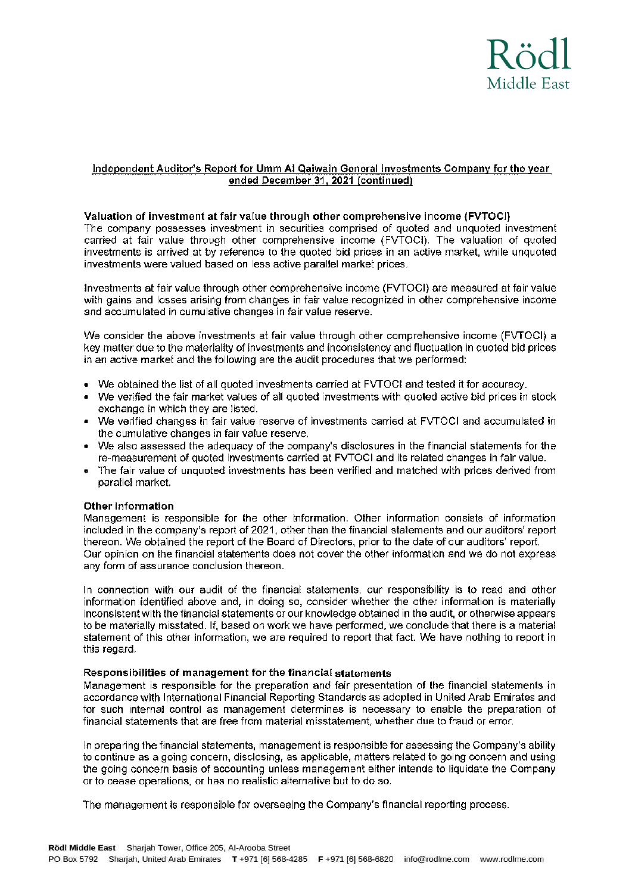## Independent Auditor's Report for Umm Al Qaiwain General Investments Company for the year ended December 31, 2021 (continued)

**Valuation of investment at fair value through other comprehensive income (FVTOCI)**

The company possesses investment in securities comprised of quoted and unquoted investment carried at fair value through other comprehensive income (FVTOCI). The valuation of quoted investments is arrived at by reference to the quoted bid prices in an active market, while unquoted investments were valued based on less active parallel market prices.

Investments at fair value through other comprehensive income (FVTOCI) are measured at fair value with gains and losses arising from changes in fair value recognized in other comprehensive income and accumulated in cumulative changes in fair value reserve.

We consider the above investments at fair value through other comprehensive income (FVTOCI) a key matter due to the materiality of investments and inconsistency and fluctuation in quoted bid prices in an active market and the following are the audit procedures that we performed:

- We obtained the list of all quoted investments carried at FVTOCI and tested it for accuracy.
- We verified the fair market values of all quoted investments with quoted active bid prices in stock exchange in which they are listed.
- We verified changes in fair value reserve of investments carried at FVTOCI and accumulated in the cumulative changes in fair value reserve.
- We also assessed the adequacy of the company's disclosures in the financial statements for the re-measurement of quoted investments carried at FVTOCI and its related changes in fair value.
- The fair value of unquoted investments has been verified and matched with prices derived from parallel market.

**Other Information**

Management is responsible for the other information. Other information consists of information included in the company's report of 2021, other than the financial statements and our auditors' report thereon. We obtained the report of the Board of Directors, prior to the date of our auditors' report. Our opinion on the financial statements does not cover the other information and we do not express any form of assurance conclusion thereon.

In connection with our audit of the financial statements, our responsibility is to read and other information identified above and, in doing so, consider whether the other information is materially inconsistent with the financial statements or our knowledge obtained in the audit, or otherwise appears to be materially misstated. If, based on work we have performed, we conclude that there is a material statement of this other information, we are required to report that fact. We have nothing to report in this regard.

**Responsibilities of management for the financial statements**

Management is responsible for the preparation and fair presentation of the financial statements in accordance with International Financial Reporting Standards as accpted in United Arab Emirates and for such internal control as management determines is necessary to enable the preparation of financial statements that are free from material misstatement, whether due to fraud or error.

In preparing the financial statements, management is responsible for assessing the Company's ability to continue as a going concern, disclosing, as applicable, matters related to going concern and using the going concern basis of accounting unless management either intends to liquidate the Company or to cease operations, or has no realistic alternative but to do so.

The management is responsible for overseeing the Company's financial reporting process.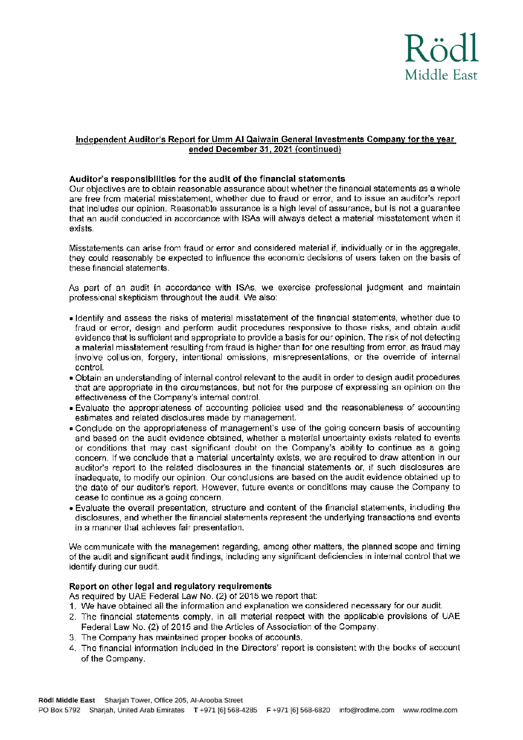**Independent Auditor's Report for Umm Al Qaiwain General Investments Company for the year ended December 31, 2021 (continued)**

**Auditor's responsibilities for the audit of the financial statements**

Our objectives are to obtain reasonable assurance about whether the financial statements as a whole are free from material misstatement, whether due to fraud or error, and to issue an auditor's report that includes our opinion. Reasonable assurance is a high level of assurance, but is not a guarantee that an audit conducted in accordance with ISAs will always detect a material misstatement when it exists.

Misstatements can arise from fraud or error and considered material if, individually or in the aggregate, they could reasonably be expected to influence the economic decisions of users taken on the basis of these financial statements.

As part of an audit in accordance with ISAs, we exercise professional judgment and maintain professional skepticism throughout the audit. We also:

- Identify and assess the risks of material misstatement of the financial statements, whether due to fraud or error, design and perform audit procedures responsive to those risks, and obtain audit evidence that is sufficient and appropriate to provide a basis for our opinion. The risk of not detecting a material misstatement resulting from fraud is higher than for one resulting from error, as fraud may involve collusion, forgery, intentional omissions, misrepresentations, or the override of internal control.
- Obtain an understanding of internal control relevant to the audit in order to design audit procedures that are appropriate in the circumstances, but not for the purpose of expressing an opinion on the effectiveness of the Company's internal control.
- Evaluate the appropriateness of accounting policies used and the reasonableness of accounting estimates and related disclosures made by management.
- Conclude on the appropriateness of management's use of the going concern basis of accounting and based on the audit evidence obtained, whether a material uncertainty exists related to events or conditions that may cast significant doubt on the Company's ability to continue as a going concern. If we conclude that a material uncertainty exists, we are required to draw attention in our auditor's report to the related disclosures in the financial statements or, if such disclosures are inadequate, to modify our opinion. Our conclusions are based on the audit evidence obtained up to the date of our auditor's report. However, future events or conditions may cause the Company to cease to continue as a going concern.
- Evaluate the overall presentation, structure and content of the financial statements, including the disclosures, and whether the financial statements represent the underlying transactions and events in a manner that achieves fair presentation.

We communicate with the management regarding, among other matters, the planned scope and timing of the audit and significant audit findings, including any significant deficiencies in internal control that we identify during our audit.

**Report on other legal and regulatory requirements**

As required by UAE Federal Law No. (2) of 2015 we report that:

1. We have obtained all the information and explanation we considered necessary for our audit.
2. The financial statements comply, in all material respect with the applicable provisions of UAE Federal Law No. (2) of 2015 and the Articles of Association of the Company.
3. The Company has maintained proper books of accounts.
4. The financial information included in the Directors' report is consistent with the books of account of the Company.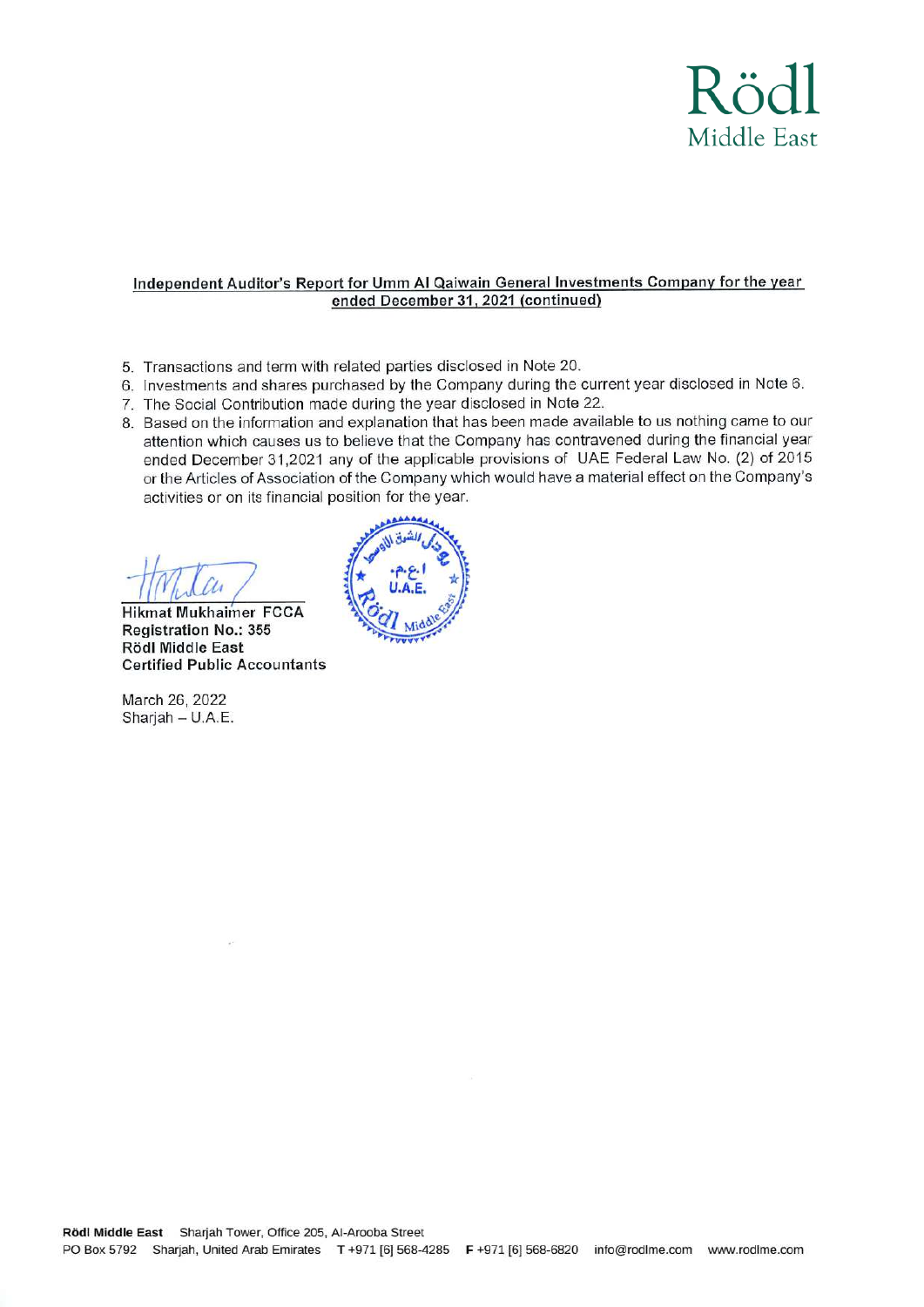**Independent Auditor's Report for Umm Al Qaiwain General Investments Company for the year ended December 31, 2021 (continued)**

5. Transactions and term with related parties disclosed in Note 20.
6. Investments and shares purchased by the Company during the current year disclosed in Note 6.
7. The Social Contribution made during the year disclosed in Note 22.
8. Based on the information and explanation that has been made available to us nothing came to our attention which causes us to believe that the Company has contravened during the financial year ended December 31,2021 any of the applicable provisions of UAE Federal Law No. (2) of 2015 or the Articles of Association of the Company which would have a material effect on the Company's activities or on its financial position for the year.

**Hikmat Mukhaimer FCCA**
**Registration No.: 355**
**Rödl Middle East**
**Certified Public Accountants**

March 26, 2022
Sharjah – U.A.E.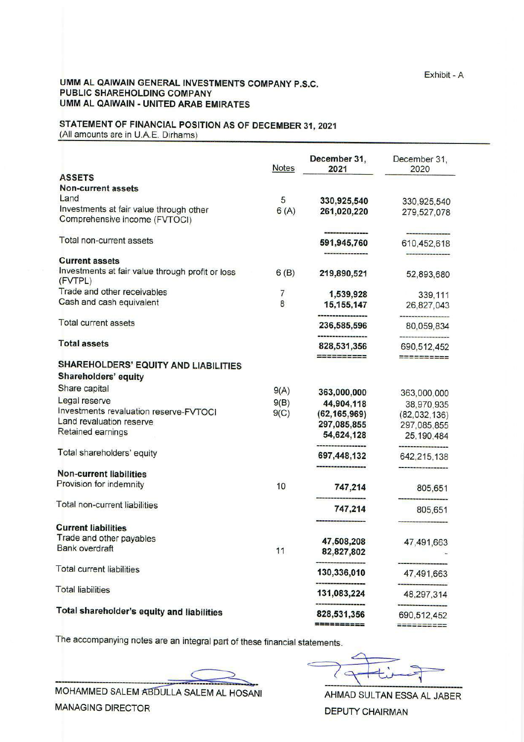Exhibit - A

# UMM AL QAIWAIN GENERAL INVESTMENTS COMPANY P.S.C.
## PUBLIC SHAREHOLDING COMPANY
## UMM AL QAIWAIN - UNITED ARAB EMIRATES

## STATEMENT OF FINANCIAL POSITION AS OF DECEMBER 31, 2021
(All amounts are in U.A.E. Dirhams)

| | Notes | December 31, 2021 | December 31, 2020 |
|---|---|---|---|
| **ASSETS** | | | |
| **Non-current assets** | | | |
| Land | 5 | **330,925,540** | 330,925,540 |
| Investments at fair value through other Comprehensive income (FVTOCI) | 6 (A) | **261,020,220** | 279,527,078 |
| Total non-current assets | | **591,945,760** | 610,452,618 |
| **Current assets** | | | |
| Investments at fair value through profit or loss (FVTPL) | 6 (B) | **219,890,521** | 52,893,680 |
| Trade and other receivables | 7 | **1,539,928** | 339,111 |
| Cash and cash equivalent | 8 | **15,155,147** | 26,827,043 |
| Total current assets | | **236,585,596** | 80,059,834 |
| **Total assets** | | **828,531,356** | 690,512,452 |
| **SHAREHOLDERS' EQUITY AND LIABILITIES** | | | |
| **Shareholders' equity** | | | |
| Share capital | 9(A) | **363,000,000** | 363,000,000 |
| Legal reserve | 9(B) | **44,904,118** | 38,970,935 |
| Investments revaluation reserve-FVTOCI | 9(C) | **(62,165,969)** | (82,032,136) |
| Land revaluation reserve | | **297,085,855** | 297,085,855 |
| Retained earnings | | **54,624,128** | 25,190,484 |
| Total shareholders' equity | | **697,448,132** | 642,215,138 |
| **Non-current liabilities** | | | |
| Provision for indemnity | 10 | **747,214** | 805,651 |
| Total non-current liabilities | | **747,214** | 805,651 |
| **Current liabilities** | | | |
| Trade and other payables | | **47,508,208** | 47,491,663 |
| Bank overdraft | 11 | **82,827,802** | - |
| Total current liabilities | | **130,336,010** | 47,491,663 |
| Total liabilities | | **131,083,224** | 48,297,314 |
| **Total shareholder's equity and liabilities** | | **828,531,356** | 690,512,452 |

The accompanying notes are an integral part of these financial statements.

MOHAMMED SALEM ABDULLA SALEM AL HOSANI
MANAGING DIRECTOR

AHMAD SULTAN ESSA AL JABER
DEPUTY CHAIRMAN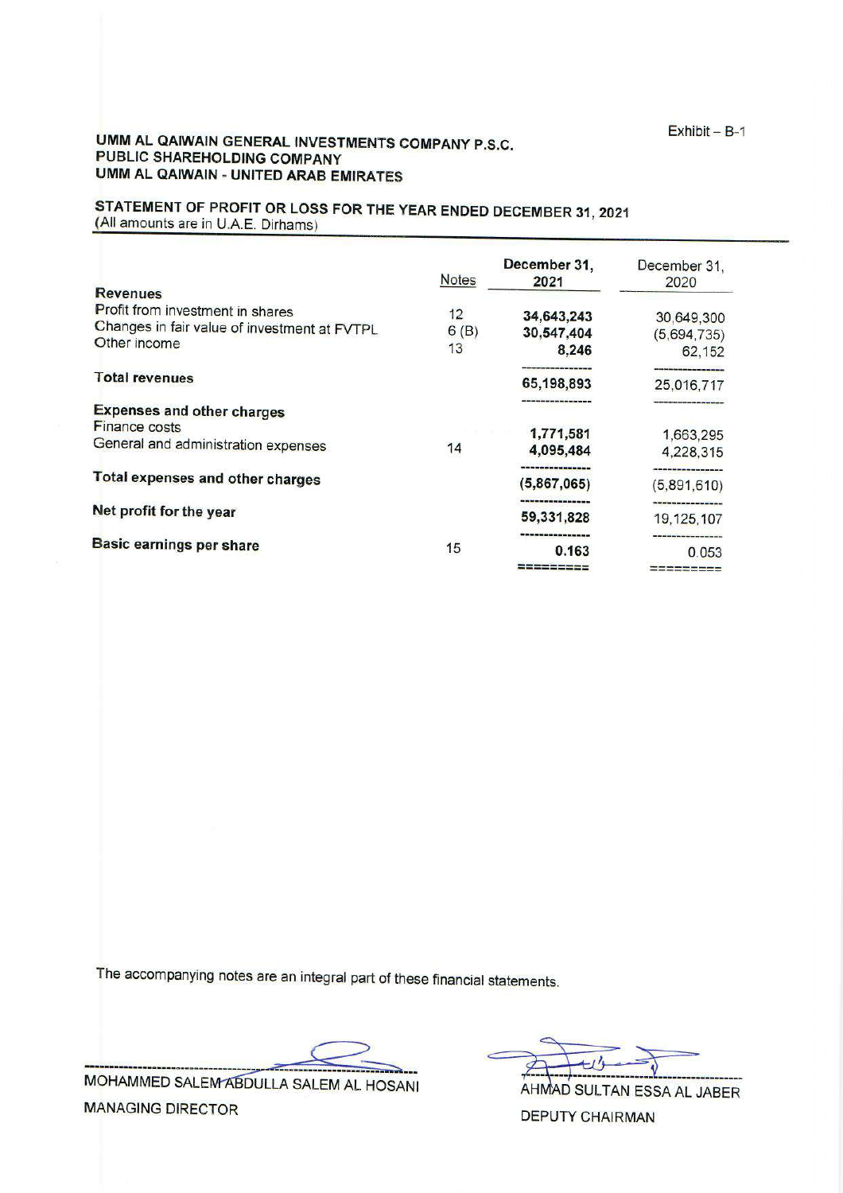Exhibit – B-1

**UMM AL QAIWAIN GENERAL INVESTMENTS COMPANY P.S.C.**
**PUBLIC SHAREHOLDING COMPANY**
**UMM AL QAIWAIN - UNITED ARAB EMIRATES**

**STATEMENT OF PROFIT OR LOSS FOR THE YEAR ENDED DECEMBER 31, 2021**
(All amounts are in U.A.E. Dirhams)

| | Notes | December 31, 2021 | December 31, 2020 |
|---|---|---|---|
| **Revenues** | | | |
| Profit from investment in shares | 12 | **34,643,243** | 30,649,300 |
| Changes in fair value of investment at FVTPL | 6 (B) | **30,547,404** | (5,694,735) |
| Other income | 13 | **8,246** | 62,152 |
| **Total revenues** | | **65,198,893** | 25,016,717 |
| **Expenses and other charges** | | | |
| Finance costs | | **1,771,581** | 1,663,295 |
| General and administration expenses | 14 | **4,095,484** | 4,228,315 |
| **Total expenses and other charges** | | **(5,867,065)** | (5,891,610) |
| **Net profit for the year** | | **59,331,828** | 19,125,107 |
| **Basic earnings per share** | 15 | **0.163** | 0.053 |

The accompanying notes are an integral part of these financial statements.

MOHAMMED SALEM ABDULLA SALEM AL HOSANI
MANAGING DIRECTOR

AHMAD SULTAN ESSA AL JABER
DEPUTY CHAIRMAN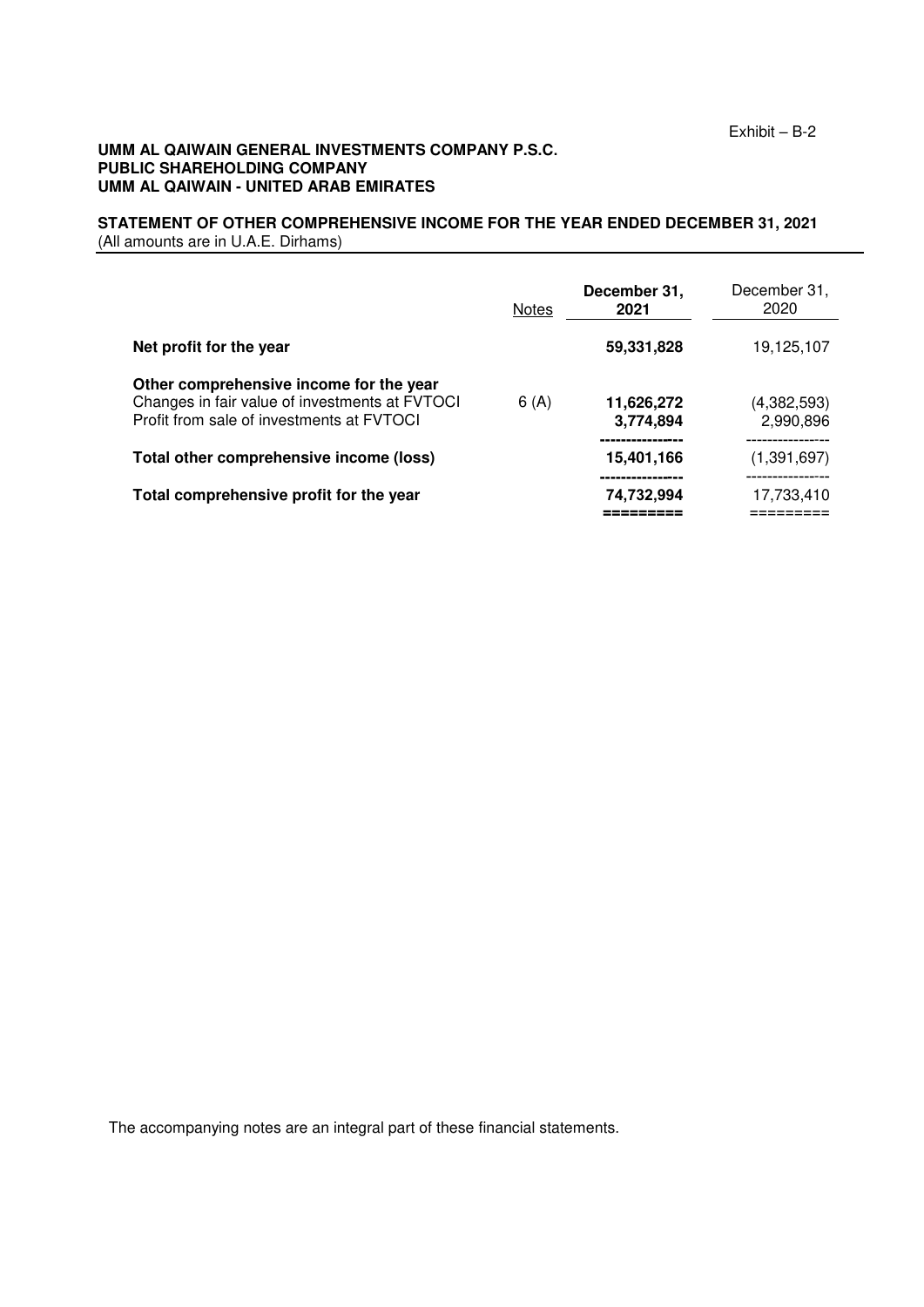Exhibit – B-2

**UMM AL QAIWAIN GENERAL INVESTMENTS COMPANY P.S.C.**
**PUBLIC SHAREHOLDING COMPANY**
**UMM AL QAIWAIN - UNITED ARAB EMIRATES**

**STATEMENT OF OTHER COMPREHENSIVE INCOME FOR THE YEAR ENDED DECEMBER 31, 2021**
(All amounts are in U.A.E. Dirhams)

| | Notes | December 31, 2021 | December 31, 2020 |
|---|---|---|---|
| **Net profit for the year** | | **59,331,828** | 19,125,107 |
| **Other comprehensive income for the year** | | | |
| Changes in fair value of investments at FVTOCI | 6 (A) | **11,626,272** | (4,382,593) |
| Profit from sale of investments at FVTOCI | | **3,774,894** | 2,990,896 |
| **Total other comprehensive income (loss)** | | **15,401,166** | (1,391,697) |
| **Total comprehensive profit for the year** | | **74,732,994** | 17,733,410 |

The accompanying notes are an integral part of these financial statements.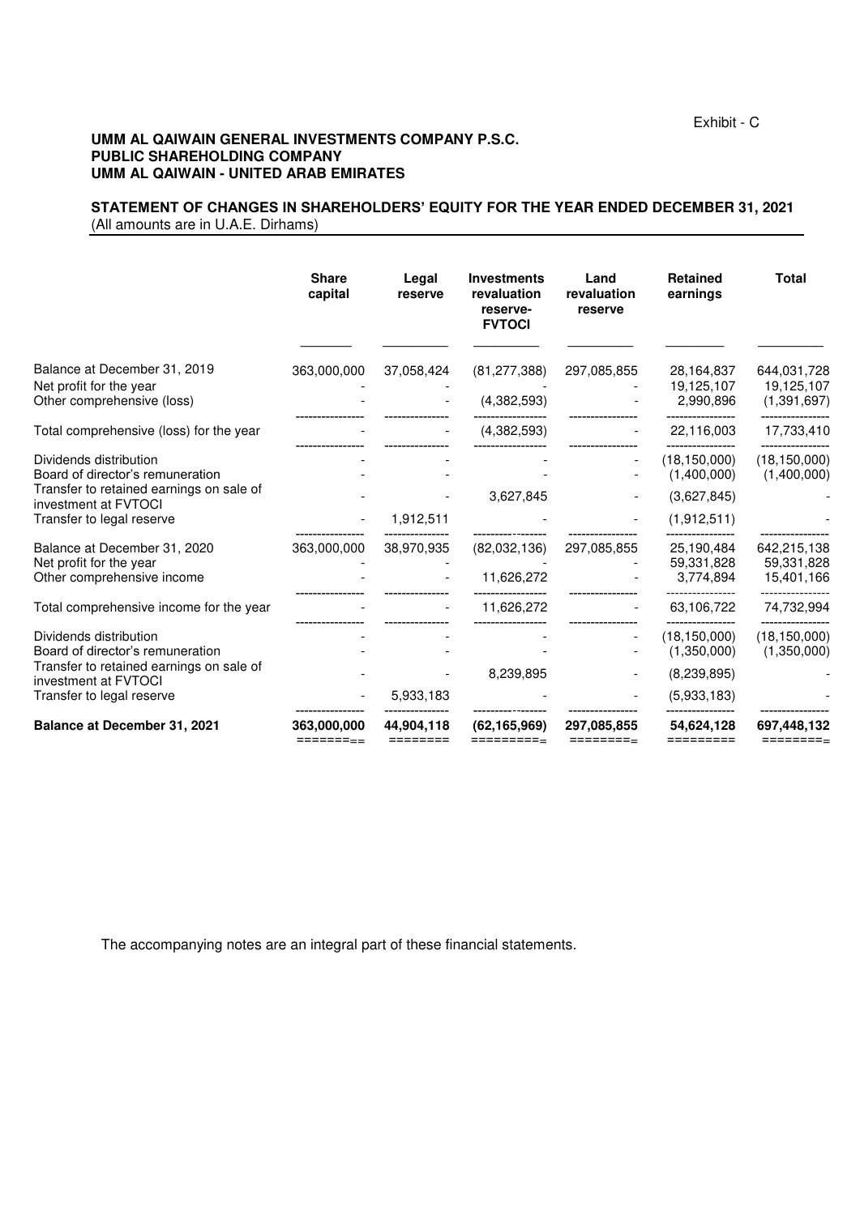Exhibit - C

**UMM AL QAIWAIN GENERAL INVESTMENTS COMPANY P.S.C.**
**PUBLIC SHAREHOLDING COMPANY**
**UMM AL QAIWAIN - UNITED ARAB EMIRATES**

**STATEMENT OF CHANGES IN SHAREHOLDERS' EQUITY FOR THE YEAR ENDED DECEMBER 31, 2021**
(All amounts are in U.A.E. Dirhams)

| | Share capital | Legal reserve | Investments revaluation reserve-FVTOCI | Land revaluation reserve | Retained earnings | Total |
|---|---|---|---|---|---|---|
| Balance at December 31, 2019 | 363,000,000 | 37,058,424 | (81,277,388) | 297,085,855 | 28,164,837 | 644,031,728 |
| Net profit for the year | - | - | - | - | 19,125,107 | 19,125,107 |
| Other comprehensive (loss) | - | - | (4,382,593) | - | 2,990,896 | (1,391,697) |
| Total comprehensive (loss) for the year | - | - | (4,382,593) | - | 22,116,003 | 17,733,410 |
| Dividends distribution | - | - | - | - | (18,150,000) | (18,150,000) |
| Board of director's remuneration | - | - | - | - | (1,400,000) | (1,400,000) |
| Transfer to retained earnings on sale of investment at FVTOCI | - | - | 3,627,845 | - | (3,627,845) | - |
| Transfer to legal reserve | - | 1,912,511 | | - | (1,912,511) | - |
| Balance at December 31, 2020 | 363,000,000 | 38,970,935 | (82,032,136) | 297,085,855 | 25,190,484 | 642,215,138 |
| Net profit for the year | - | - | - | - | 59,331,828 | 59,331,828 |
| Other comprehensive income | - | - | 11,626,272 | - | 3,774,894 | 15,401,166 |
| Total comprehensive income for the year | - | - | 11,626,272 | - | 63,106,722 | 74,732,994 |
| Dividends distribution | - | - | - | - | (18,150,000) | (18,150,000) |
| Board of director's remuneration | - | - | - | - | (1,350,000) | (1,350,000) |
| Transfer to retained earnings on sale of investment at FVTOCI | - | - | 8,239,895 | - | (8,239,895) | - |
| Transfer to legal reserve | - | 5,933,183 | | - | (5,933,183) | - |
| **Balance at December 31, 2021** | **363,000,000** | **44,904,118** | **(62,165,969)** | **297,085,855** | **54,624,128** | **697,448,132** |

The accompanying notes are an integral part of these financial statements.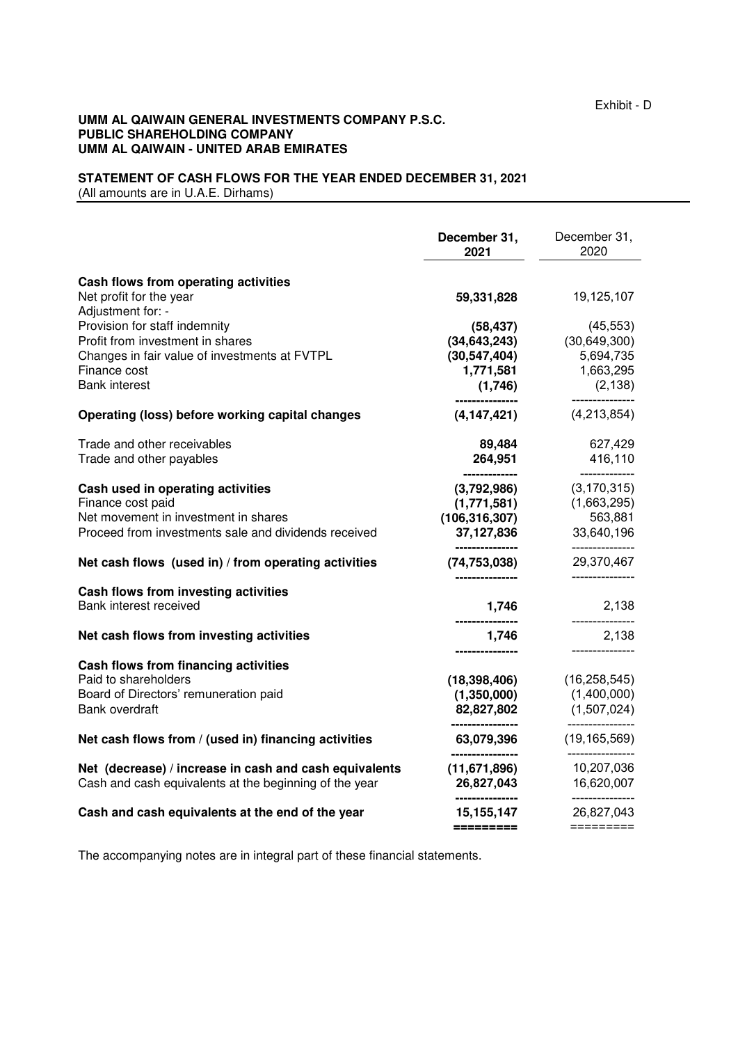Exhibit - D

**UMM AL QAIWAIN GENERAL INVESTMENTS COMPANY P.S.C.**
**PUBLIC SHAREHOLDING COMPANY**
**UMM AL QAIWAIN - UNITED ARAB EMIRATES**

## STATEMENT OF CASH FLOWS FOR THE YEAR ENDED DECEMBER 31, 2021

(All amounts are in U.A.E. Dirhams)

| | **December 31, 2021** | December 31, 2020 |
|---|---|---|
| **Cash flows from operating activities** | | |
| Net profit for the year | **59,331,828** | 19,125,107 |
| Adjustment for: - | | |
| Provision for staff indemnity | **(58,437)** | (45,553) |
| Profit from investment in shares | **(34,643,243)** | (30,649,300) |
| Changes in fair value of investments at FVTPL | **(30,547,404)** | 5,694,735 |
| Finance cost | **1,771,581** | 1,663,295 |
| Bank interest | **(1,746)** | (2,138) |
| **Operating (loss) before working capital changes** | **(4,147,421)** | (4,213,854) |
| Trade and other receivables | **89,484** | 627,429 |
| Trade and other payables | **264,951** | 416,110 |
| **Cash used in operating activities** | **(3,792,986)** | (3,170,315) |
| Finance cost paid | **(1,771,581)** | (1,663,295) |
| Net movement in investment in shares | **(106,316,307)** | 563,881 |
| Proceed from investments sale and dividends received | **37,127,836** | 33,640,196 |
| **Net cash flows (used in) / from operating activities** | **(74,753,038)** | 29,370,467 |
| **Cash flows from investing activities** | | |
| Bank interest received | **1,746** | 2,138 |
| **Net cash flows from investing activities** | **1,746** | 2,138 |
| **Cash flows from financing activities** | | |
| Paid to shareholders | **(18,398,406)** | (16,258,545) |
| Board of Directors' remuneration paid | **(1,350,000)** | (1,400,000) |
| Bank overdraft | **82,827,802** | (1,507,024) |
| **Net cash flows from / (used in) financing activities** | **63,079,396** | (19,165,569) |
| **Net (decrease) / increase in cash and cash equivalents** | **(11,671,896)** | 10,207,036 |
| Cash and cash equivalents at the beginning of the year | **26,827,043** | 16,620,007 |
| **Cash and cash equivalents at the end of the year** | **15,155,147** | 26,827,043 |

The accompanying notes are in integral part of these financial statements.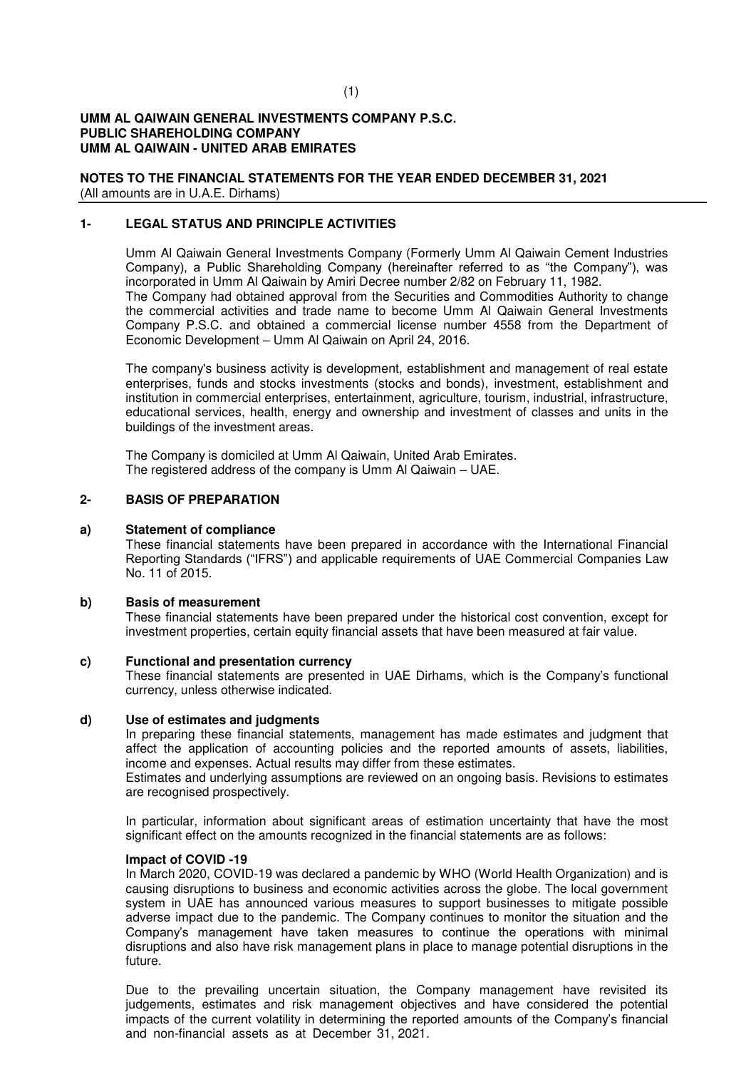**UMM AL QAIWAIN GENERAL INVESTMENTS COMPANY P.S.C.**
**PUBLIC SHAREHOLDING COMPANY**
**UMM AL QAIWAIN - UNITED ARAB EMIRATES**

**NOTES TO THE FINANCIAL STATEMENTS FOR THE YEAR ENDED DECEMBER 31, 2021**
(All amounts are in U.A.E. Dirhams)

## 1- LEGAL STATUS AND PRINCIPLE ACTIVITIES

Umm Al Qaiwain General Investments Company (Formerly Umm Al Qaiwain Cement Industries Company), a Public Shareholding Company (hereinafter referred to as "the Company"), was incorporated in Umm Al Qaiwain by Amiri Decree number 2/82 on February 11, 1982.
The Company had obtained approval from the Securities and Commodities Authority to change the commercial activities and trade name to become Umm Al Qaiwain General Investments Company P.S.C. and obtained a commercial license number 4558 from the Department of Economic Development – Umm Al Qaiwain on April 24, 2016.

The company's business activity is development, establishment and management of real estate enterprises, funds and stocks investments (stocks and bonds), investment, establishment and institution in commercial enterprises, entertainment, agriculture, tourism, industrial, infrastructure, educational services, health, energy and ownership and investment of classes and units in the buildings of the investment areas.

The Company is domiciled at Umm Al Qaiwain, United Arab Emirates.
The registered address of the company is Umm Al Qaiwain – UAE.

## 2- BASIS OF PREPARATION

### a) Statement of compliance

These financial statements have been prepared in accordance with the International Financial Reporting Standards ("IFRS") and applicable requirements of UAE Commercial Companies Law No. 11 of 2015.

### b) Basis of measurement

These financial statements have been prepared under the historical cost convention, except for investment properties, certain equity financial assets that have been measured at fair value.

### c) Functional and presentation currency

These financial statements are presented in UAE Dirhams, which is the Company's functional currency, unless otherwise indicated.

### d) Use of estimates and judgments

In preparing these financial statements, management has made estimates and judgment that affect the application of accounting policies and the reported amounts of assets, liabilities, income and expenses. Actual results may differ from these estimates.
Estimates and underlying assumptions are reviewed on an ongoing basis. Revisions to estimates are recognised prospectively.

In particular, information about significant areas of estimation uncertainty that have the most significant effect on the amounts recognized in the financial statements are as follows:

**Impact of COVID -19**

In March 2020, COVID-19 was declared a pandemic by WHO (World Health Organization) and is causing disruptions to business and economic activities across the globe. The local government system in UAE has announced various measures to support businesses to mitigate possible adverse impact due to the pandemic. The Company continues to monitor the situation and the Company's management have taken measures to continue the operations with minimal disruptions and also have risk management plans in place to manage potential disruptions in the future.

Due to the prevailing uncertain situation, the Company management have revisited its judgements, estimates and risk management objectives and have considered the potential impacts of the current volatility in determining the reported amounts of the Company's financial and non-financial assets as at December 31, 2021.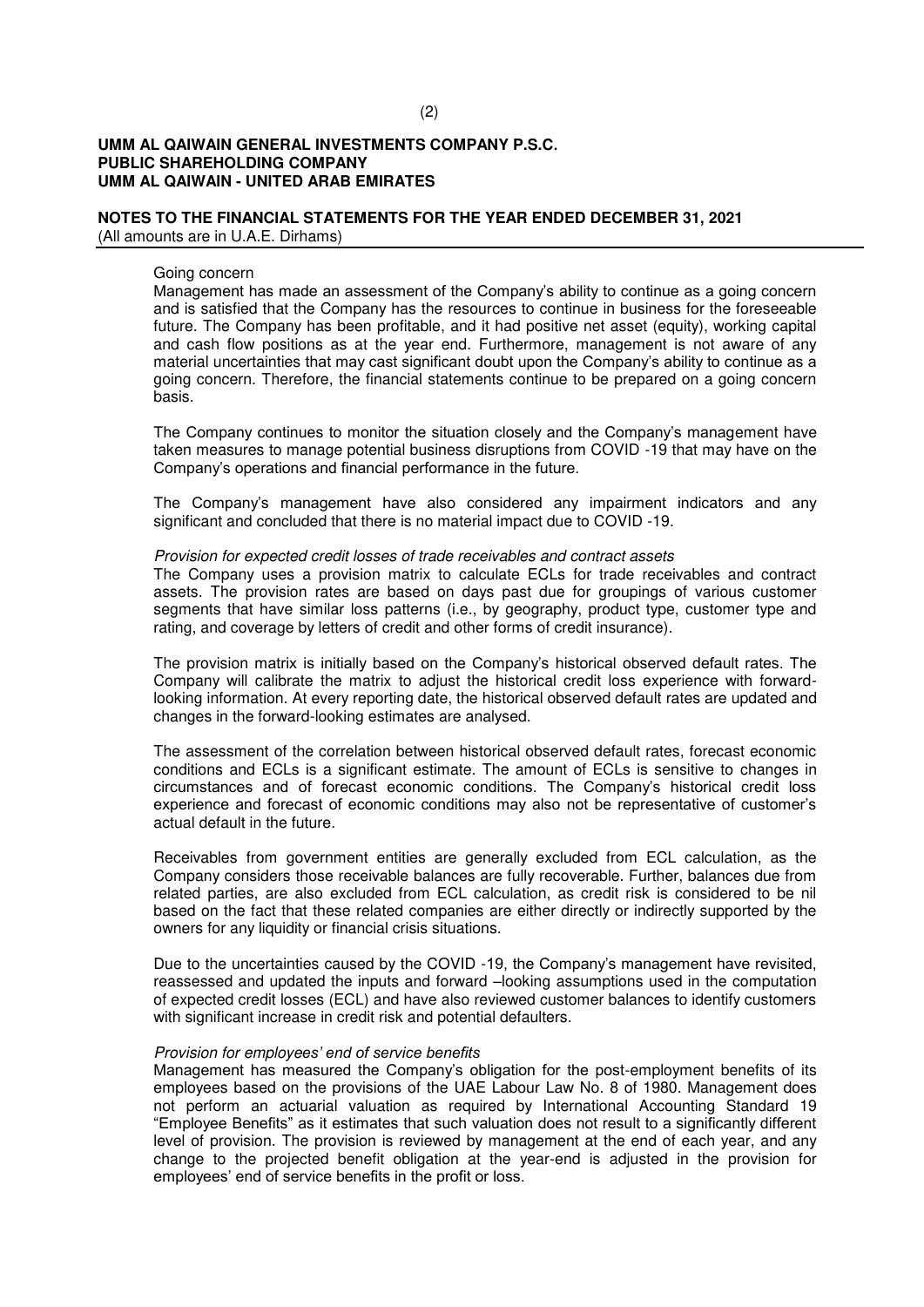Going concern

Management has made an assessment of the Company's ability to continue as a going concern and is satisfied that the Company has the resources to continue in business for the foreseeable future. The Company has been profitable, and it had positive net asset (equity), working capital and cash flow positions as at the year end. Furthermore, management is not aware of any material uncertainties that may cast significant doubt upon the Company's ability to continue as a going concern. Therefore, the financial statements continue to be prepared on a going concern basis.

The Company continues to monitor the situation closely and the Company's management have taken measures to manage potential business disruptions from COVID -19 that may have on the Company's operations and financial performance in the future.

The Company's management have also considered any impairment indicators and any significant and concluded that there is no material impact due to COVID -19.

*Provision for expected credit losses of trade receivables and contract assets*

The Company uses a provision matrix to calculate ECLs for trade receivables and contract assets. The provision rates are based on days past due for groupings of various customer segments that have similar loss patterns (i.e., by geography, product type, customer type and rating, and coverage by letters of credit and other forms of credit insurance).

The provision matrix is initially based on the Company's historical observed default rates. The Company will calibrate the matrix to adjust the historical credit loss experience with forward-looking information. At every reporting date, the historical observed default rates are updated and changes in the forward-looking estimates are analysed.

The assessment of the correlation between historical observed default rates, forecast economic conditions and ECLs is a significant estimate. The amount of ECLs is sensitive to changes in circumstances and of forecast economic conditions. The Company's historical credit loss experience and forecast of economic conditions may also not be representative of customer's actual default in the future.

Receivables from government entities are generally excluded from ECL calculation, as the Company considers those receivable balances are fully recoverable. Further, balances due from related parties, are also excluded from ECL calculation, as credit risk is considered to be nil based on the fact that these related companies are either directly or indirectly supported by the owners for any liquidity or financial crisis situations.

Due to the uncertainties caused by the COVID -19, the Company's management have revisited, reassessed and updated the inputs and forward –looking assumptions used in the computation of expected credit losses (ECL) and have also reviewed customer balances to identify customers with significant increase in credit risk and potential defaulters.

*Provision for employees' end of service benefits*

Management has measured the Company's obligation for the post-employment benefits of its employees based on the provisions of the UAE Labour Law No. 8 of 1980. Management does not perform an actuarial valuation as required by International Accounting Standard 19 "Employee Benefits" as it estimates that such valuation does not result to a significantly different level of provision. The provision is reviewed by management at the end of each year, and any change to the projected benefit obligation at the year-end is adjusted in the provision for employees' end of service benefits in the profit or loss.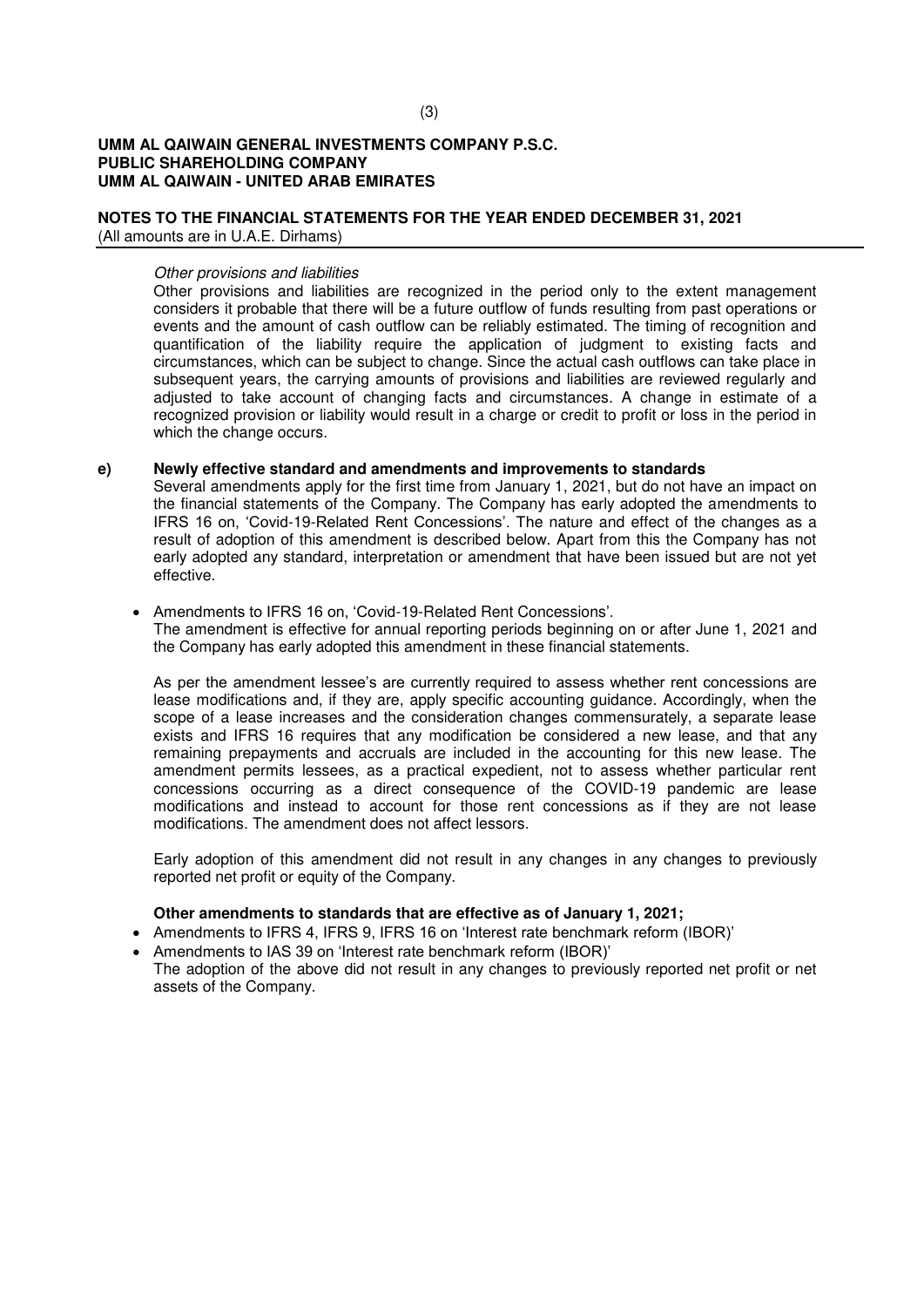*Other provisions and liabilities*

Other provisions and liabilities are recognized in the period only to the extent management considers it probable that there will be a future outflow of funds resulting from past operations or events and the amount of cash outflow can be reliably estimated. The timing of recognition and quantification of the liability require the application of judgment to existing facts and circumstances, which can be subject to change. Since the actual cash outflows can take place in subsequent years, the carrying amounts of provisions and liabilities are reviewed regularly and adjusted to take account of changing facts and circumstances. A change in estimate of a recognized provision or liability would result in a charge or credit to profit or loss in the period in which the change occurs.

**e) Newly effective standard and amendments and improvements to standards**

Several amendments apply for the first time from January 1, 2021, but do not have an impact on the financial statements of the Company. The Company has early adopted the amendments to IFRS 16 on, 'Covid-19-Related Rent Concessions'. The nature and effect of the changes as a result of adoption of this amendment is described below. Apart from this the Company has not early adopted any standard, interpretation or amendment that have been issued but are not yet effective.

- Amendments to IFRS 16 on, 'Covid-19-Related Rent Concessions'.
  The amendment is effective for annual reporting periods beginning on or after June 1, 2021 and the Company has early adopted this amendment in these financial statements.

  As per the amendment lessee's are currently required to assess whether rent concessions are lease modifications and, if they are, apply specific accounting guidance. Accordingly, when the scope of a lease increases and the consideration changes commensurately, a separate lease exists and IFRS 16 requires that any modification be considered a new lease, and that any remaining prepayments and accruals are included in the accounting for this new lease. The amendment permits lessees, as a practical expedient, not to assess whether particular rent concessions occurring as a direct consequence of the COVID-19 pandemic are lease modifications and instead to account for those rent concessions as if they are not lease modifications. The amendment does not affect lessors.

  Early adoption of this amendment did not result in any changes in any changes to previously reported net profit or equity of the Company.

**Other amendments to standards that are effective as of January 1, 2021;**

- Amendments to IFRS 4, IFRS 9, IFRS 16 on 'Interest rate benchmark reform (IBOR)'
- Amendments to IAS 39 on 'Interest rate benchmark reform (IBOR)'

The adoption of the above did not result in any changes to previously reported net profit or net assets of the Company.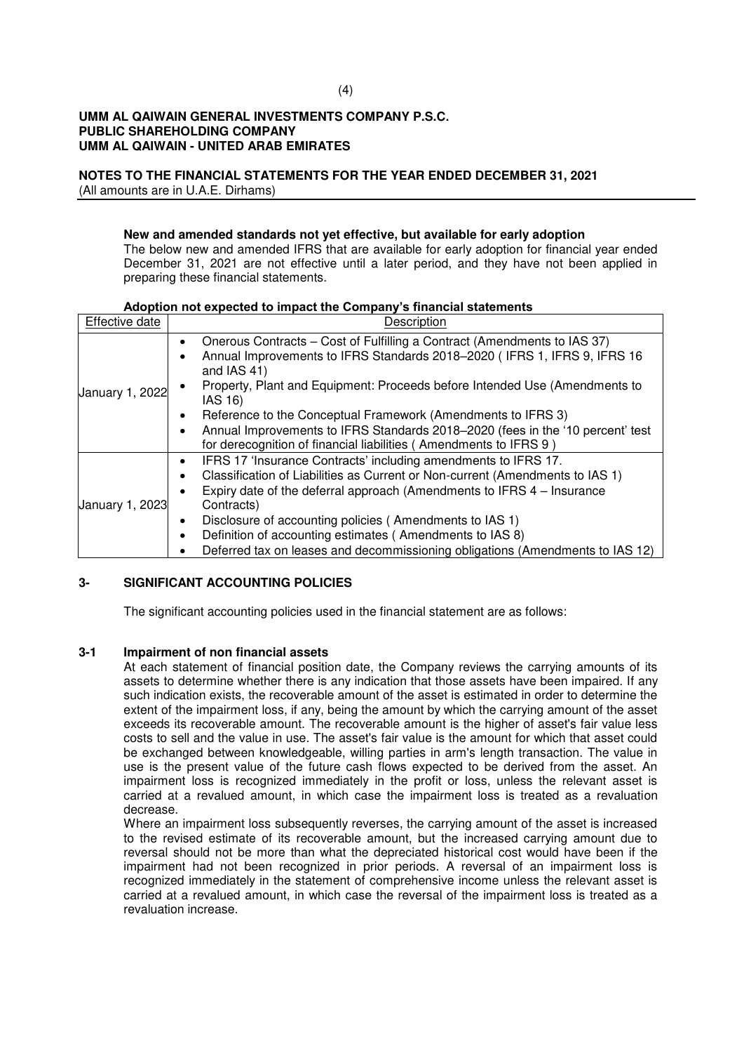**UMM AL QAIWAIN GENERAL INVESTMENTS COMPANY P.S.C.**
**PUBLIC SHAREHOLDING COMPANY**
**UMM AL QAIWAIN - UNITED ARAB EMIRATES**

**NOTES TO THE FINANCIAL STATEMENTS FOR THE YEAR ENDED DECEMBER 31, 2021**
(All amounts are in U.A.E. Dirhams)

**New and amended standards not yet effective, but available for early adoption**

The below new and amended IFRS that are available for early adoption for financial year ended December 31, 2021 are not effective until a later period, and they have not been applied in preparing these financial statements.

**Adoption not expected to impact the Company's financial statements**

| Effective date | Description |
|---|---|
| January 1, 2022 | • Onerous Contracts – Cost of Fulfilling a Contract (Amendments to IAS 37)<br>• Annual Improvements to IFRS Standards 2018–2020 ( IFRS 1, IFRS 9, IFRS 16 and IAS 41)<br>• Property, Plant and Equipment: Proceeds before Intended Use (Amendments to IAS 16)<br>• Reference to the Conceptual Framework (Amendments to IFRS 3)<br>• Annual Improvements to IFRS Standards 2018–2020 (fees in the '10 percent' test for derecognition of financial liabilities ( Amendments to IFRS 9 ) |
| January 1, 2023 | • IFRS 17 'Insurance Contracts' including amendments to IFRS 17.<br>• Classification of Liabilities as Current or Non-current (Amendments to IAS 1)<br>• Expiry date of the deferral approach (Amendments to IFRS 4 – Insurance Contracts)<br>• Disclosure of accounting policies ( Amendments to IAS 1)<br>• Definition of accounting estimates ( Amendments to IAS 8)<br>• Deferred tax on leases and decommissioning obligations (Amendments to IAS 12) |

## 3- SIGNIFICANT ACCOUNTING POLICIES

The significant accounting policies used in the financial statement are as follows:

### 3-1 Impairment of non financial assets

At each statement of financial position date, the Company reviews the carrying amounts of its assets to determine whether there is any indication that those assets have been impaired. If any such indication exists, the recoverable amount of the asset is estimated in order to determine the extent of the impairment loss, if any, being the amount by which the carrying amount of the asset exceeds its recoverable amount. The recoverable amount is the higher of asset's fair value less costs to sell and the value in use. The asset's fair value is the amount for which that asset could be exchanged between knowledgeable, willing parties in arm's length transaction. The value in use is the present value of the future cash flows expected to be derived from the asset. An impairment loss is recognized immediately in the profit or loss, unless the relevant asset is carried at a revalued amount, in which case the impairment loss is treated as a revaluation decrease.

Where an impairment loss subsequently reverses, the carrying amount of the asset is increased to the revised estimate of its recoverable amount, but the increased carrying amount due to reversal should not be more than what the depreciated historical cost would have been if the impairment had not been recognized in prior periods. A reversal of an impairment loss is recognized immediately in the statement of comprehensive income unless the relevant asset is carried at a revalued amount, in which case the reversal of the impairment loss is treated as a revaluation increase.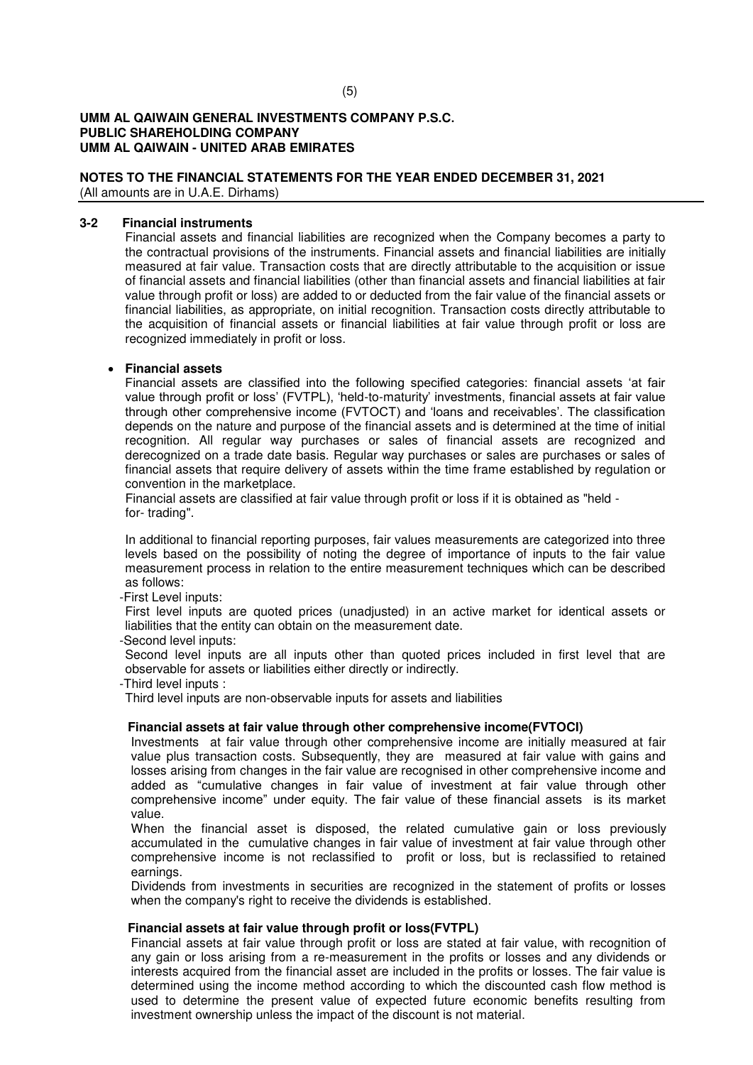**UMM AL QAIWAIN GENERAL INVESTMENTS COMPANY P.S.C.**
**PUBLIC SHAREHOLDING COMPANY**
**UMM AL QAIWAIN - UNITED ARAB EMIRATES**

**NOTES TO THE FINANCIAL STATEMENTS FOR THE YEAR ENDED DECEMBER 31, 2021**
(All amounts are in U.A.E. Dirhams)

## 3-2 Financial instruments

Financial assets and financial liabilities are recognized when the Company becomes a party to the contractual provisions of the instruments. Financial assets and financial liabilities are initially measured at fair value. Transaction costs that are directly attributable to the acquisition or issue of financial assets and financial liabilities (other than financial assets and financial liabilities at fair value through profit or loss) are added to or deducted from the fair value of the financial assets or financial liabilities, as appropriate, on initial recognition. Transaction costs directly attributable to the acquisition of financial assets or financial liabilities at fair value through profit or loss are recognized immediately in profit or loss.

- **Financial assets**

Financial assets are classified into the following specified categories: financial assets 'at fair value through profit or loss' (FVTPL), 'held-to-maturity' investments, financial assets at fair value through other comprehensive income (FVTOCT) and 'loans and receivables'. The classification depends on the nature and purpose of the financial assets and is determined at the time of initial recognition. All regular way purchases or sales of financial assets are recognized and derecognized on a trade date basis. Regular way purchases or sales are purchases or sales of financial assets that require delivery of assets within the time frame established by regulation or convention in the marketplace.

Financial assets are classified at fair value through profit or loss if it is obtained as "held - for- trading".

In additional to financial reporting purposes, fair values measurements are categorized into three levels based on the possibility of noting the degree of importance of inputs to the fair value measurement process in relation to the entire measurement techniques which can be described as follows:

-First Level inputs:

First level inputs are quoted prices (unadjusted) in an active market for identical assets or liabilities that the entity can obtain on the measurement date.

-Second level inputs:

Second level inputs are all inputs other than quoted prices included in first level that are observable for assets or liabilities either directly or indirectly.

-Third level inputs :

Third level inputs are non-observable inputs for assets and liabilities

**Financial assets at fair value through other comprehensive income(FVTOCI)**

Investments at fair value through other comprehensive income are initially measured at fair value plus transaction costs. Subsequently, they are measured at fair value with gains and losses arising from changes in the fair value are recognised in other comprehensive income and added as "cumulative changes in fair value of investment at fair value through other comprehensive income" under equity. The fair value of these financial assets is its market value.

When the financial asset is disposed, the related cumulative gain or loss previously accumulated in the cumulative changes in fair value of investment at fair value through other comprehensive income is not reclassified to profit or loss, but is reclassified to retained earnings.

Dividends from investments in securities are recognized in the statement of profits or losses when the company's right to receive the dividends is established.

**Financial assets at fair value through profit or loss(FVTPL)**

Financial assets at fair value through profit or loss are stated at fair value, with recognition of any gain or loss arising from a re-measurement in the profits or losses and any dividends or interests acquired from the financial asset are included in the profits or losses. The fair value is determined using the income method according to which the discounted cash flow method is used to determine the present value of expected future economic benefits resulting from investment ownership unless the impact of the discount is not material.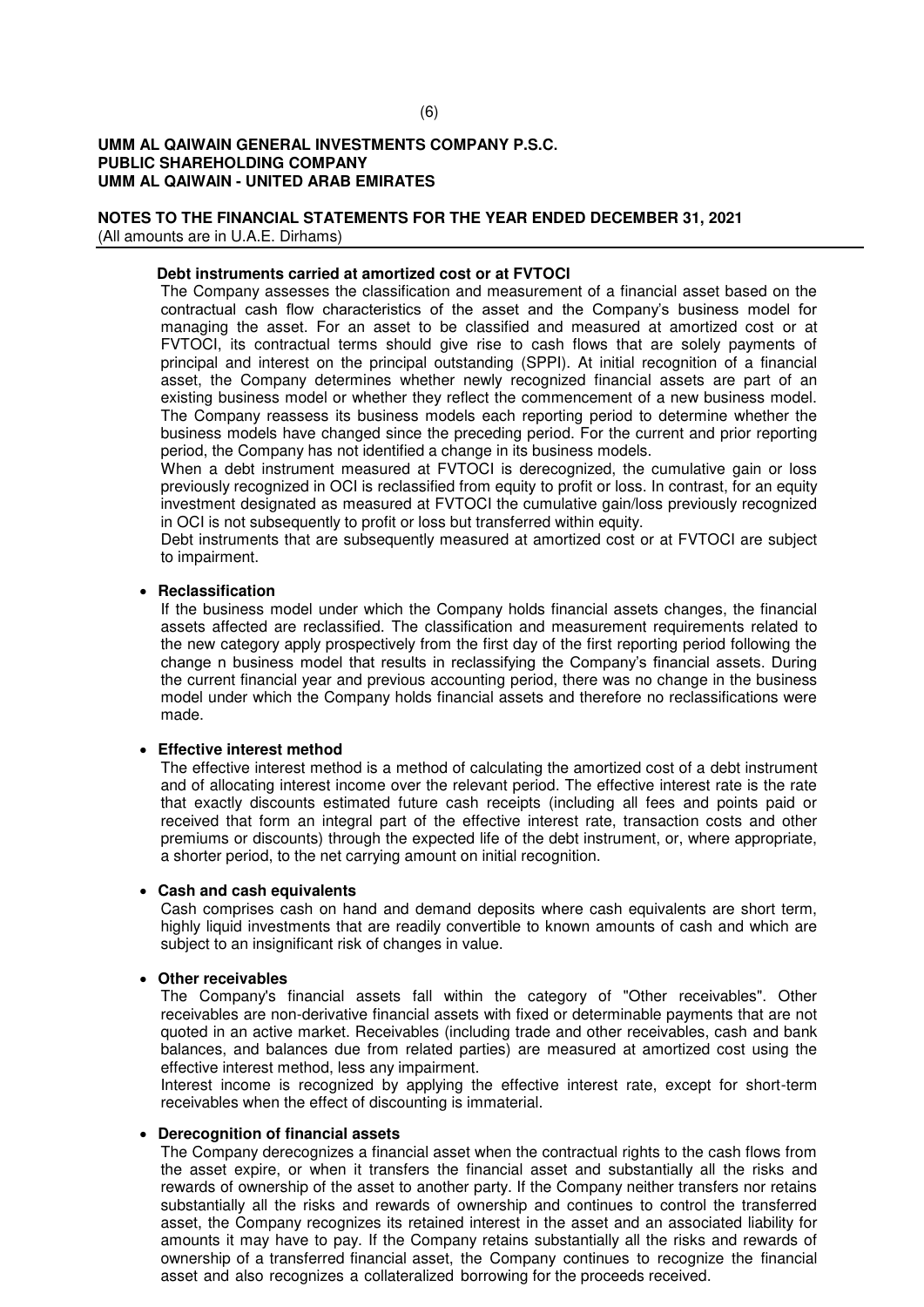**Debt instruments carried at amortized cost or at FVTOCI**

The Company assesses the classification and measurement of a financial asset based on the contractual cash flow characteristics of the asset and the Company's business model for managing the asset. For an asset to be classified and measured at amortized cost or at FVTOCI, its contractual terms should give rise to cash flows that are solely payments of principal and interest on the principal outstanding (SPPI). At initial recognition of a financial asset, the Company determines whether newly recognized financial assets are part of an existing business model or whether they reflect the commencement of a new business model. The Company reassess its business models each reporting period to determine whether the business models have changed since the preceding period. For the current and prior reporting period, the Company has not identified a change in its business models.

When a debt instrument measured at FVTOCI is derecognized, the cumulative gain or loss previously recognized in OCI is reclassified from equity to profit or loss. In contrast, for an equity investment designated as measured at FVTOCI the cumulative gain/loss previously recognized in OCI is not subsequently to profit or loss but transferred within equity.

Debt instruments that are subsequently measured at amortized cost or at FVTOCI are subject to impairment.

- **Reclassification**

  If the business model under which the Company holds financial assets changes, the financial assets affected are reclassified. The classification and measurement requirements related to the new category apply prospectively from the first day of the first reporting period following the change n business model that results in reclassifying the Company's financial assets. During the current financial year and previous accounting period, there was no change in the business model under which the Company holds financial assets and therefore no reclassifications were made.

- **Effective interest method**

  The effective interest method is a method of calculating the amortized cost of a debt instrument and of allocating interest income over the relevant period. The effective interest rate is the rate that exactly discounts estimated future cash receipts (including all fees and points paid or received that form an integral part of the effective interest rate, transaction costs and other premiums or discounts) through the expected life of the debt instrument, or, where appropriate, a shorter period, to the net carrying amount on initial recognition.

- **Cash and cash equivalents**

  Cash comprises cash on hand and demand deposits where cash equivalents are short term, highly liquid investments that are readily convertible to known amounts of cash and which are subject to an insignificant risk of changes in value.

- **Other receivables**

  The Company's financial assets fall within the category of "Other receivables". Other receivables are non-derivative financial assets with fixed or determinable payments that are not quoted in an active market. Receivables (including trade and other receivables, cash and bank balances, and balances due from related parties) are measured at amortized cost using the effective interest method, less any impairment.

  Interest income is recognized by applying the effective interest rate, except for short-term receivables when the effect of discounting is immaterial.

- **Derecognition of financial assets**

  The Company derecognizes a financial asset when the contractual rights to the cash flows from the asset expire, or when it transfers the financial asset and substantially all the risks and rewards of ownership of the asset to another party. If the Company neither transfers nor retains substantially all the risks and rewards of ownership and continues to control the transferred asset, the Company recognizes its retained interest in the asset and an associated liability for amounts it may have to pay. If the Company retains substantially all the risks and rewards of ownership of a transferred financial asset, the Company continues to recognize the financial asset and also recognizes a collateralized borrowing for the proceeds received.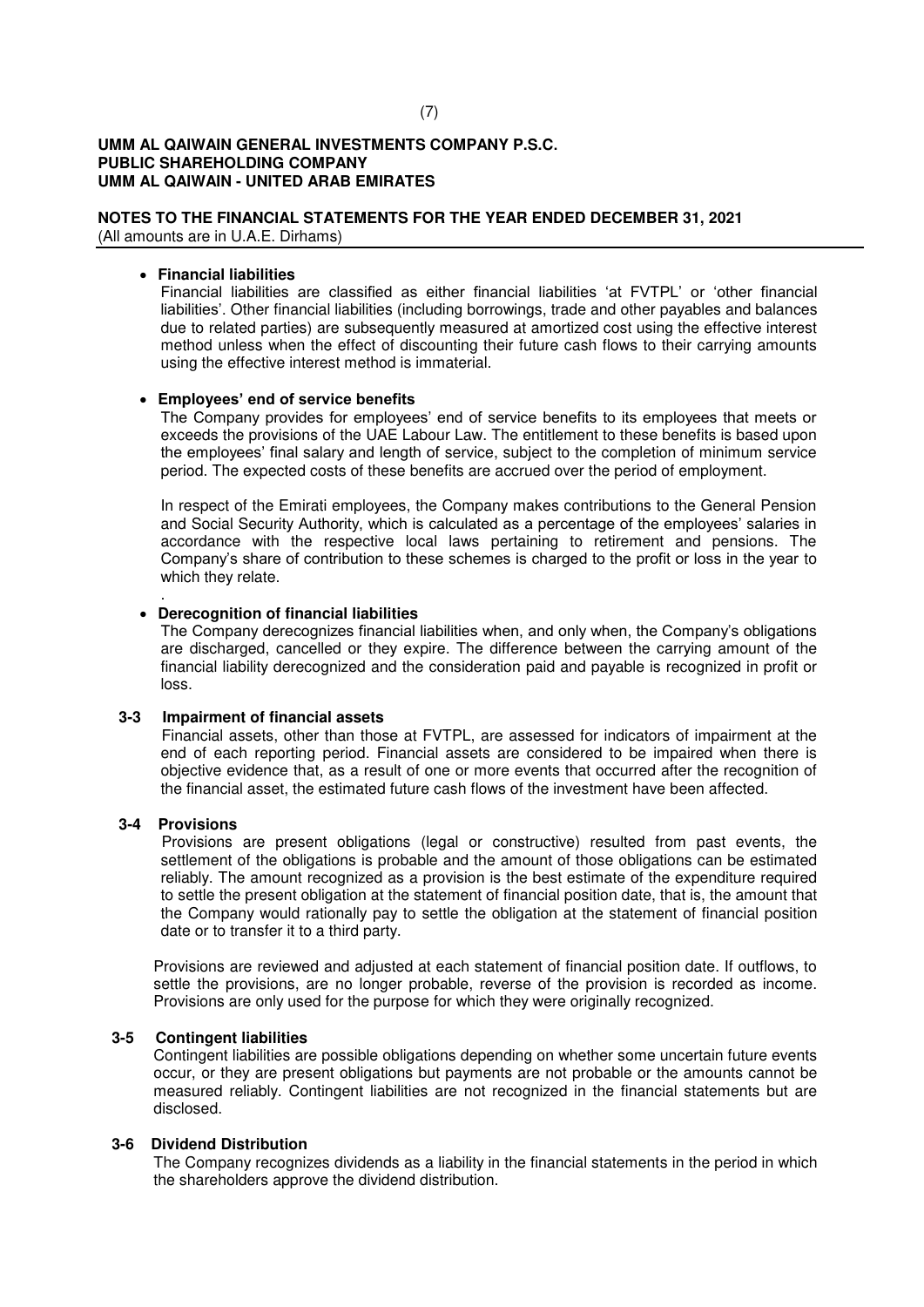**UMM AL QAIWAIN GENERAL INVESTMENTS COMPANY P.S.C.**
**PUBLIC SHAREHOLDING COMPANY**
**UMM AL QAIWAIN - UNITED ARAB EMIRATES**

**NOTES TO THE FINANCIAL STATEMENTS FOR THE YEAR ENDED DECEMBER 31, 2021**
(All amounts are in U.A.E. Dirhams)

- **Financial liabilities**

  Financial liabilities are classified as either financial liabilities 'at FVTPL' or 'other financial liabilities'. Other financial liabilities (including borrowings, trade and other payables and balances due to related parties) are subsequently measured at amortized cost using the effective interest method unless when the effect of discounting their future cash flows to their carrying amounts using the effective interest method is immaterial.

- **Employees' end of service benefits**

  The Company provides for employees' end of service benefits to its employees that meets or exceeds the provisions of the UAE Labour Law. The entitlement to these benefits is based upon the employees' final salary and length of service, subject to the completion of minimum service period. The expected costs of these benefits are accrued over the period of employment.

  In respect of the Emirati employees, the Company makes contributions to the General Pension and Social Security Authority, which is calculated as a percentage of the employees' salaries in accordance with the respective local laws pertaining to retirement and pensions. The Company's share of contribution to these schemes is charged to the profit or loss in the year to which they relate.

- **Derecognition of financial liabilities**

  The Company derecognizes financial liabilities when, and only when, the Company's obligations are discharged, cancelled or they expire. The difference between the carrying amount of the financial liability derecognized and the consideration paid and payable is recognized in profit or loss.

### 3-3 Impairment of financial assets

Financial assets, other than those at FVTPL, are assessed for indicators of impairment at the end of each reporting period. Financial assets are considered to be impaired when there is objective evidence that, as a result of one or more events that occurred after the recognition of the financial asset, the estimated future cash flows of the investment have been affected.

### 3-4 Provisions

Provisions are present obligations (legal or constructive) resulted from past events, the settlement of the obligations is probable and the amount of those obligations can be estimated reliably. The amount recognized as a provision is the best estimate of the expenditure required to settle the present obligation at the statement of financial position date, that is, the amount that the Company would rationally pay to settle the obligation at the statement of financial position date or to transfer it to a third party.

Provisions are reviewed and adjusted at each statement of financial position date. If outflows, to settle the provisions, are no longer probable, reverse of the provision is recorded as income. Provisions are only used for the purpose for which they were originally recognized.

### 3-5 Contingent liabilities

Contingent liabilities are possible obligations depending on whether some uncertain future events occur, or they are present obligations but payments are not probable or the amounts cannot be measured reliably. Contingent liabilities are not recognized in the financial statements but are disclosed.

### 3-6 Dividend Distribution

The Company recognizes dividends as a liability in the financial statements in the period in which the shareholders approve the dividend distribution.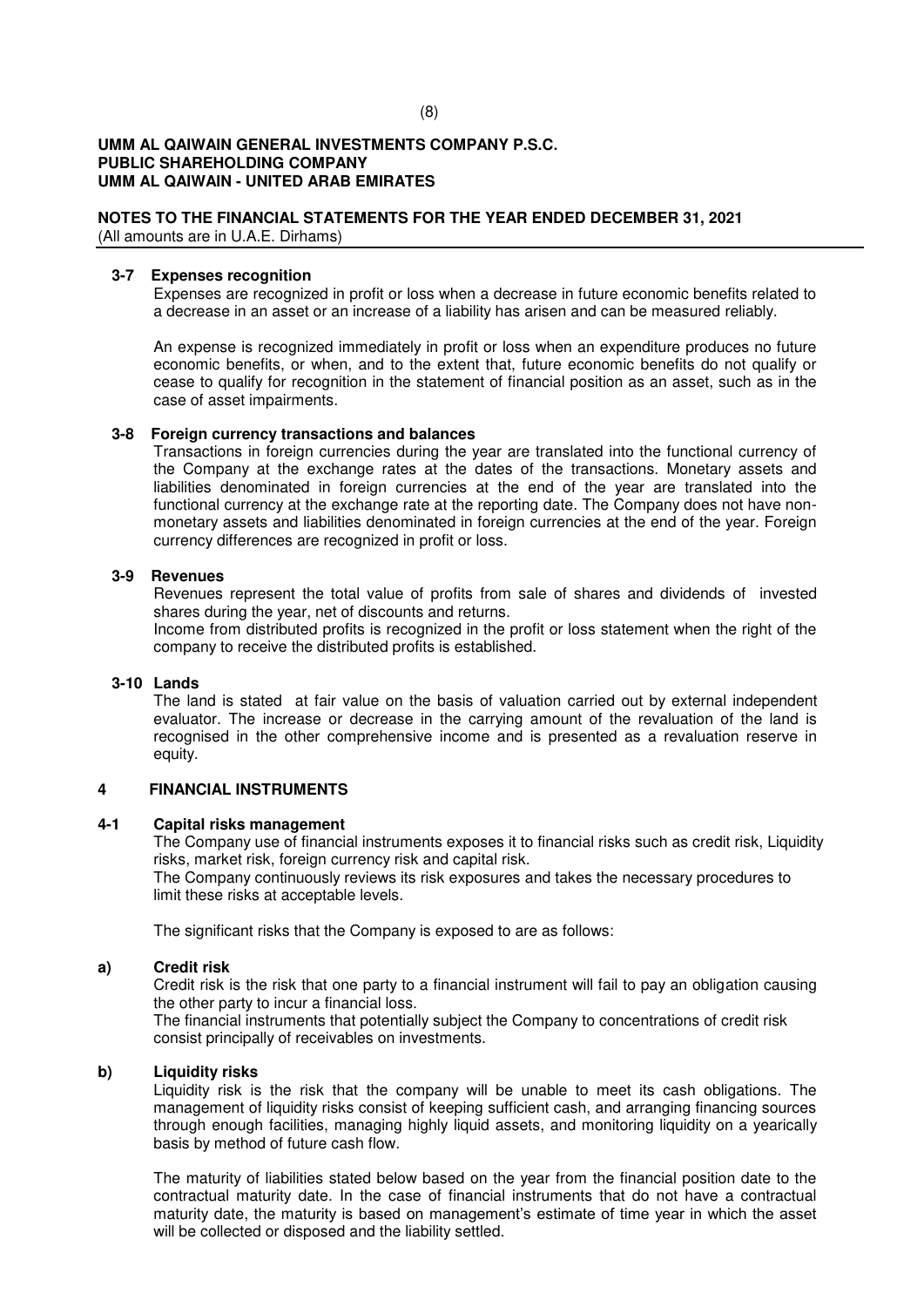**UMM AL QAIWAIN GENERAL INVESTMENTS COMPANY P.S.C.**
**PUBLIC SHAREHOLDING COMPANY**
**UMM AL QAIWAIN - UNITED ARAB EMIRATES**

**NOTES TO THE FINANCIAL STATEMENTS FOR THE YEAR ENDED DECEMBER 31, 2021**
(All amounts are in U.A.E. Dirhams)

### 3-7 Expenses recognition

Expenses are recognized in profit or loss when a decrease in future economic benefits related to a decrease in an asset or an increase of a liability has arisen and can be measured reliably.

An expense is recognized immediately in profit or loss when an expenditure produces no future economic benefits, or when, and to the extent that, future economic benefits do not qualify or cease to qualify for recognition in the statement of financial position as an asset, such as in the case of asset impairments.

### 3-8 Foreign currency transactions and balances

Transactions in foreign currencies during the year are translated into the functional currency of the Company at the exchange rates at the dates of the transactions. Monetary assets and liabilities denominated in foreign currencies at the end of the year are translated into the functional currency at the exchange rate at the reporting date. The Company does not have non-monetary assets and liabilities denominated in foreign currencies at the end of the year. Foreign currency differences are recognized in profit or loss.

### 3-9 Revenues

Revenues represent the total value of profits from sale of shares and dividends of invested shares during the year, net of discounts and returns.
Income from distributed profits is recognized in the profit or loss statement when the right of the company to receive the distributed profits is established.

### 3-10 Lands

The land is stated at fair value on the basis of valuation carried out by external independent evaluator. The increase or decrease in the carrying amount of the revaluation of the land is recognised in the other comprehensive income and is presented as a revaluation reserve in equity.

## 4 FINANCIAL INSTRUMENTS

### 4-1 Capital risks management

The Company use of financial instruments exposes it to financial risks such as credit risk, Liquidity risks, market risk, foreign currency risk and capital risk.
The Company continuously reviews its risk exposures and takes the necessary procedures to limit these risks at acceptable levels.

The significant risks that the Company is exposed to are as follows:

#### a) Credit risk

Credit risk is the risk that one party to a financial instrument will fail to pay an obligation causing the other party to incur a financial loss.
The financial instruments that potentially subject the Company to concentrations of credit risk consist principally of receivables on investments.

#### b) Liquidity risks

Liquidity risk is the risk that the company will be unable to meet its cash obligations. The management of liquidity risks consist of keeping sufficient cash, and arranging financing sources through enough facilities, managing highly liquid assets, and monitoring liquidity on a yearically basis by method of future cash flow.

The maturity of liabilities stated below based on the year from the financial position date to the contractual maturity date. In the case of financial instruments that do not have a contractual maturity date, the maturity is based on management's estimate of time year in which the asset will be collected or disposed and the liability settled.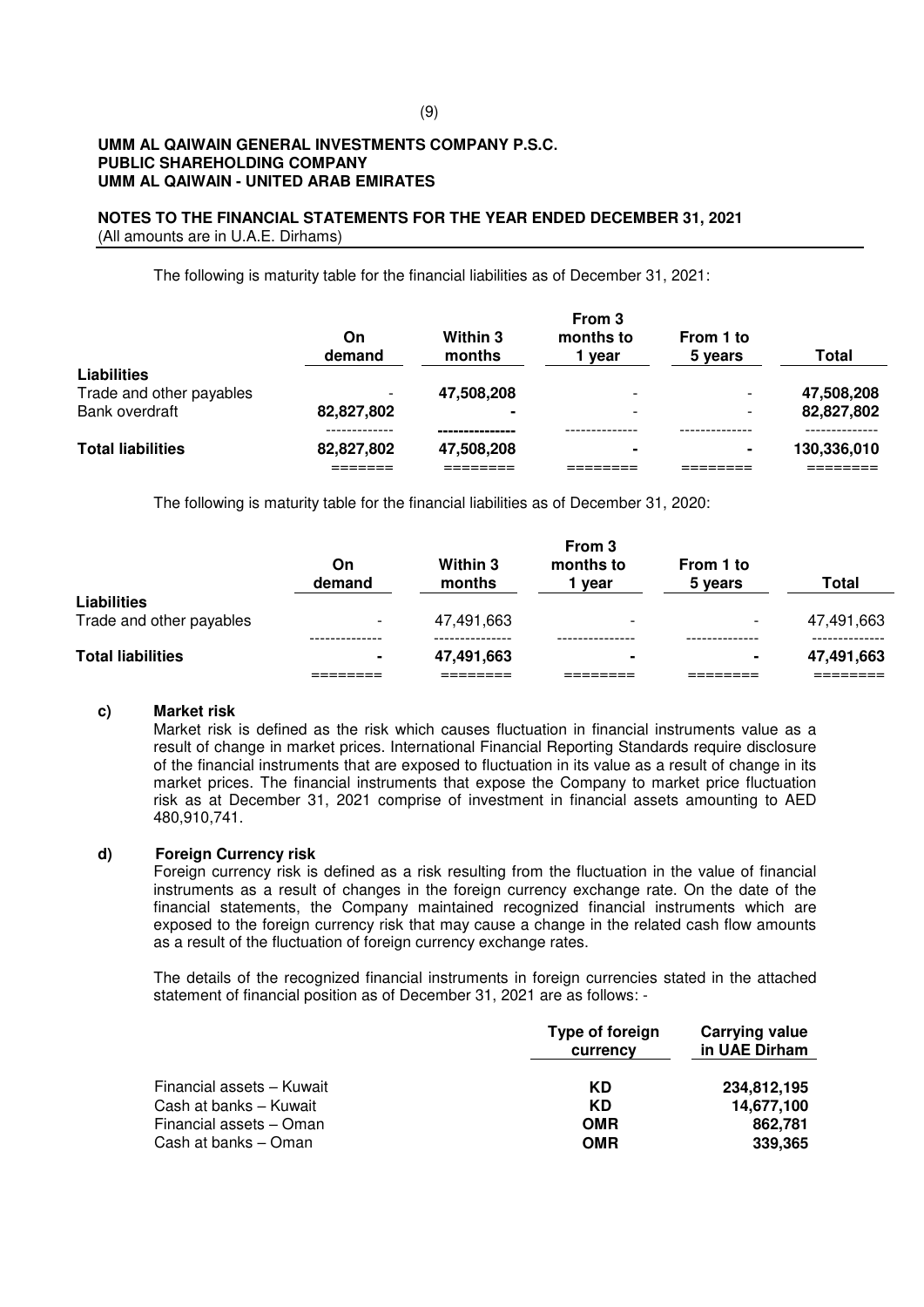**UMM AL QAIWAIN GENERAL INVESTMENTS COMPANY P.S.C.**
**PUBLIC SHAREHOLDING COMPANY**
**UMM AL QAIWAIN - UNITED ARAB EMIRATES**

**NOTES TO THE FINANCIAL STATEMENTS FOR THE YEAR ENDED DECEMBER 31, 2021**
(All amounts are in U.A.E. Dirhams)

The following is maturity table for the financial liabilities as of December 31, 2021:

| | On demand | Within 3 months | From 3 months to 1 year | From 1 to 5 years | Total |
|---|---|---|---|---|---|
| **Liabilities** | | | | | |
| Trade and other payables | - | **47,508,208** | - | - | **47,508,208** |
| Bank overdraft | **82,827,802** | **-** | - | - | **82,827,802** |
| **Total liabilities** | **82,827,802** | **47,508,208** | **-** | **-** | **130,336,010** |

The following is maturity table for the financial liabilities as of December 31, 2020:

| | On demand | Within 3 months | From 3 months to 1 year | From 1 to 5 years | Total |
|---|---|---|---|---|---|
| **Liabilities** | | | | | |
| Trade and other payables | - | 47,491,663 | - | - | 47,491,663 |
| **Total liabilities** | **-** | **47,491,663** | **-** | **-** | **47,491,663** |

**c) Market risk**

Market risk is defined as the risk which causes fluctuation in financial instruments value as a result of change in market prices. International Financial Reporting Standards require disclosure of the financial instruments that are exposed to fluctuation in its value as a result of change in its market prices. The financial instruments that expose the Company to market price fluctuation risk as at December 31, 2021 comprise of investment in financial assets amounting to AED 480,910,741.

**d) Foreign Currency risk**

Foreign currency risk is defined as a risk resulting from the fluctuation in the value of financial instruments as a result of changes in the foreign currency exchange rate. On the date of the financial statements, the Company maintained recognized financial instruments which are exposed to the foreign currency risk that may cause a change in the related cash flow amounts as a result of the fluctuation of foreign currency exchange rates.

The details of the recognized financial instruments in foreign currencies stated in the attached statement of financial position as of December 31, 2021 are as follows: -

| | Type of foreign currency | Carrying value in UAE Dirham |
|---|---|---|
| Financial assets – Kuwait | **KD** | **234,812,195** |
| Cash at banks – Kuwait | **KD** | **14,677,100** |
| Financial assets – Oman | **OMR** | **862,781** |
| Cash at banks – Oman | **OMR** | **339,365** |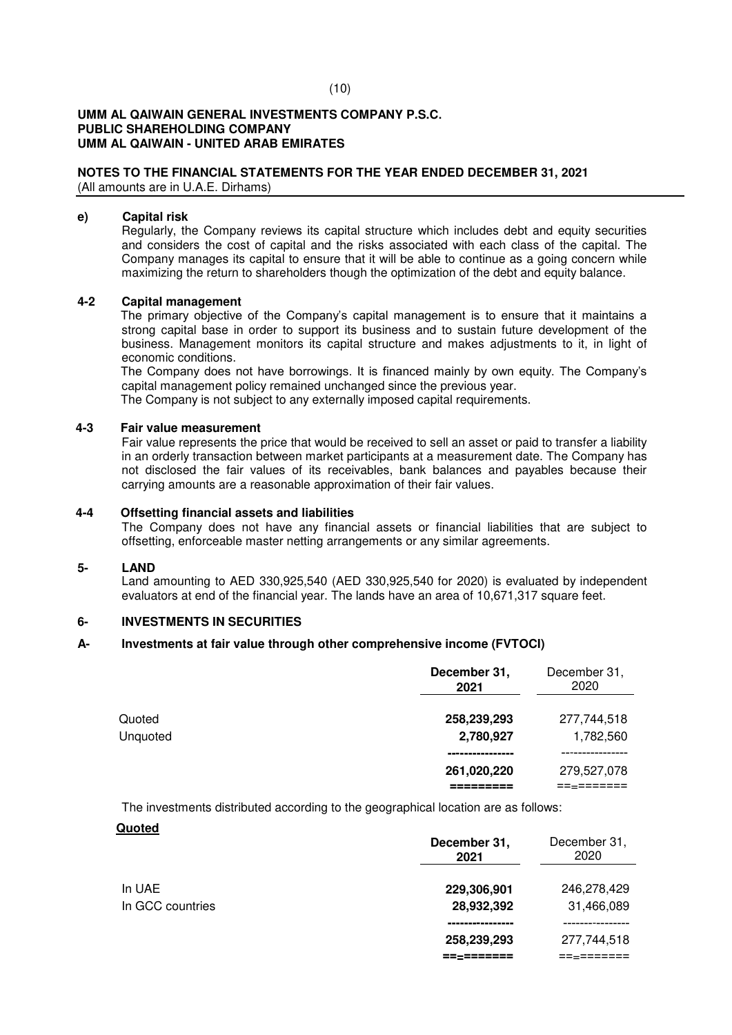**UMM AL QAIWAIN GENERAL INVESTMENTS COMPANY P.S.C.**
**PUBLIC SHAREHOLDING COMPANY**
**UMM AL QAIWAIN - UNITED ARAB EMIRATES**

**NOTES TO THE FINANCIAL STATEMENTS FOR THE YEAR ENDED DECEMBER 31, 2021**
(All amounts are in U.A.E. Dirhams)

**e) Capital risk**

Regularly, the Company reviews its capital structure which includes debt and equity securities and considers the cost of capital and the risks associated with each class of the capital. The Company manages its capital to ensure that it will be able to continue as a going concern while maximizing the return to shareholders though the optimization of the debt and equity balance.

**4-2 Capital management**

The primary objective of the Company's capital management is to ensure that it maintains a strong capital base in order to support its business and to sustain future development of the business. Management monitors its capital structure and makes adjustments to it, in light of economic conditions.

The Company does not have borrowings. It is financed mainly by own equity. The Company's capital management policy remained unchanged since the previous year.

The Company is not subject to any externally imposed capital requirements.

**4-3 Fair value measurement**

Fair value represents the price that would be received to sell an asset or paid to transfer a liability in an orderly transaction between market participants at a measurement date. The Company has not disclosed the fair values of its receivables, bank balances and payables because their carrying amounts are a reasonable approximation of their fair values.

**4-4 Offsetting financial assets and liabilities**

The Company does not have any financial assets or financial liabilities that are subject to offsetting, enforceable master netting arrangements or any similar agreements.

**5- LAND**

Land amounting to AED 330,925,540 (AED 330,925,540 for 2020) is evaluated by independent evaluators at end of the financial year. The lands have an area of 10,671,317 square feet.

**6- INVESTMENTS IN SECURITIES**

**A- Investments at fair value through other comprehensive income (FVTOCI)**

| | **December 31, 2021** | December 31, 2020 |
|---|---|---|
| Quoted | **258,239,293** | 277,744,518 |
| Unquoted | **2,780,927** | 1,782,560 |
| | **261,020,220** | 279,527,078 |

The investments distributed according to the geographical location are as follows:

**Quoted**

| | **December 31, 2021** | December 31, 2020 |
|---|---|---|
| In UAE | **229,306,901** | 246,278,429 |
| In GCC countries | **28,932,392** | 31,466,089 |
| | **258,239,293** | 277,744,518 |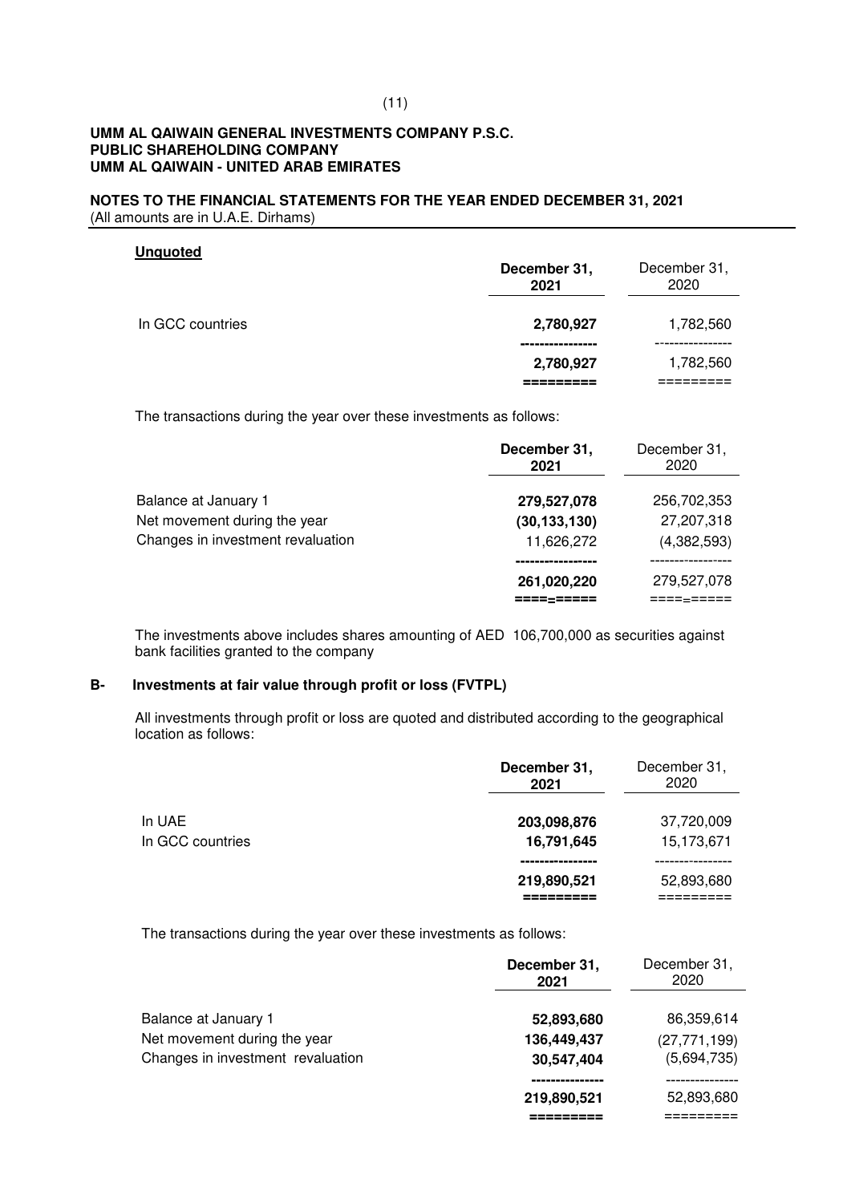**UMM AL QAIWAIN GENERAL INVESTMENTS COMPANY P.S.C.**
**PUBLIC SHAREHOLDING COMPANY**
**UMM AL QAIWAIN - UNITED ARAB EMIRATES**

**NOTES TO THE FINANCIAL STATEMENTS FOR THE YEAR ENDED DECEMBER 31, 2021**
(All amounts are in U.A.E. Dirhams)

**Unquoted**

| | December 31, 2021 | December 31, 2020 |
|---|---|---|
| In GCC countries | **2,780,927** | 1,782,560 |
| | **2,780,927** | 1,782,560 |

The transactions during the year over these investments as follows:

| | December 31, 2021 | December 31, 2020 |
|---|---|---|
| Balance at January 1 | **279,527,078** | 256,702,353 |
| Net movement during the year | **(30,133,130)** | 27,207,318 |
| Changes in investment revaluation | 11,626,272 | (4,382,593) |
| | **261,020,220** | 279,527,078 |

The investments above includes shares amounting of AED 106,700,000 as securities against bank facilities granted to the company

## B- Investments at fair value through profit or loss (FVTPL)

All investments through profit or loss are quoted and distributed according to the geographical location as follows:

| | December 31, 2021 | December 31, 2020 |
|---|---|---|
| In UAE | **203,098,876** | 37,720,009 |
| In GCC countries | **16,791,645** | 15,173,671 |
| | **219,890,521** | 52,893,680 |

The transactions during the year over these investments as follows:

| | December 31, 2021 | December 31, 2020 |
|---|---|---|
| Balance at January 1 | **52,893,680** | 86,359,614 |
| Net movement during the year | **136,449,437** | (27,771,199) |
| Changes in investment revaluation | **30,547,404** | (5,694,735) |
| | **219,890,521** | 52,893,680 |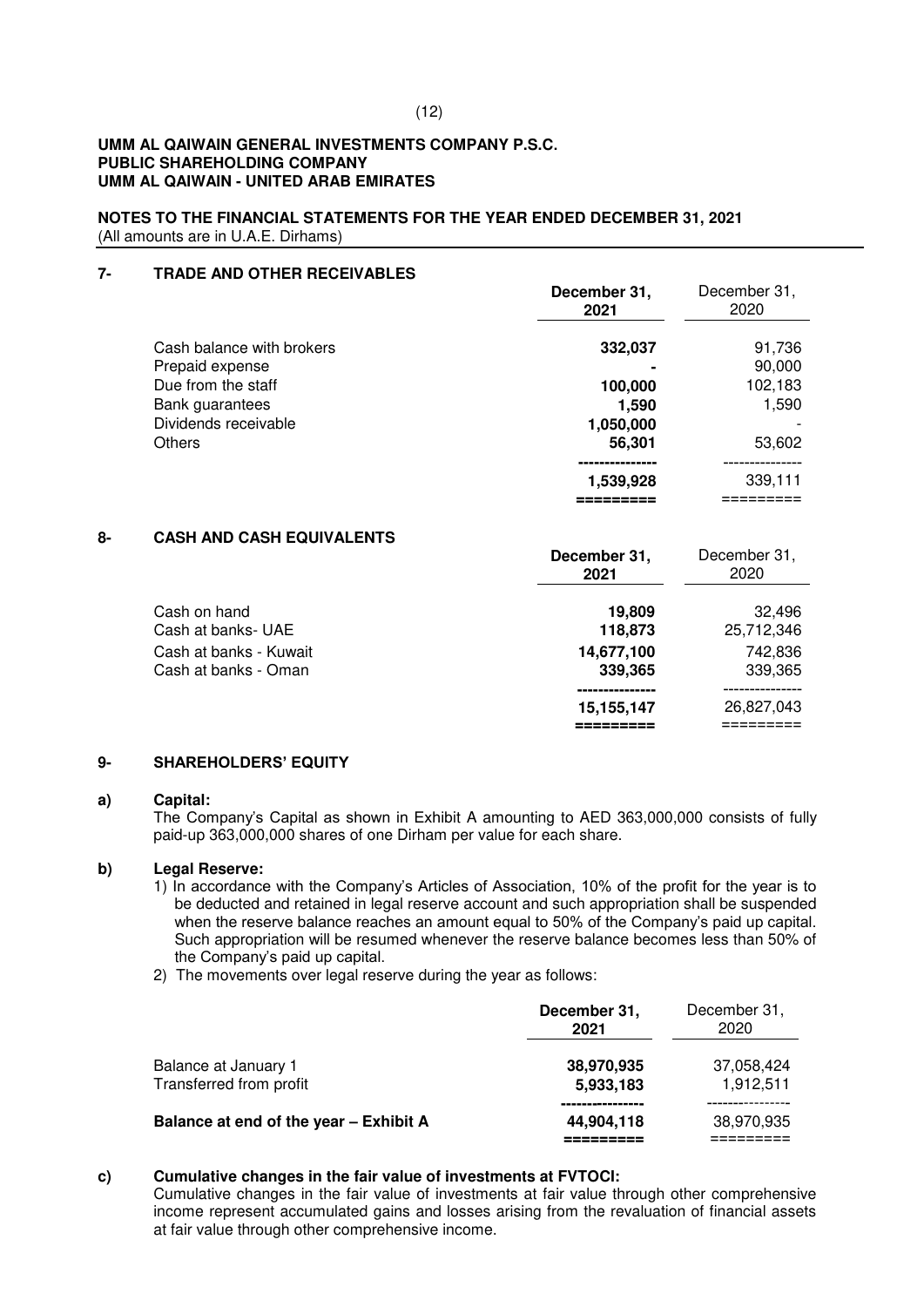**UMM AL QAIWAIN GENERAL INVESTMENTS COMPANY P.S.C.**
**PUBLIC SHAREHOLDING COMPANY**
**UMM AL QAIWAIN - UNITED ARAB EMIRATES**

**NOTES TO THE FINANCIAL STATEMENTS FOR THE YEAR ENDED DECEMBER 31, 2021**
(All amounts are in U.A.E. Dirhams)

## 7- TRADE AND OTHER RECEIVABLES

| | December 31, 2021 | December 31, 2020 |
|---|---|---|
| Cash balance with brokers | **332,037** | 91,736 |
| Prepaid expense | **-** | 90,000 |
| Due from the staff | **100,000** | 102,183 |
| Bank guarantees | **1,590** | 1,590 |
| Dividends receivable | **1,050,000** | - |
| Others | **56,301** | 53,602 |
| | **1,539,928** | 339,111 |

## 8- CASH AND CASH EQUIVALENTS

| | December 31, 2021 | December 31, 2020 |
|---|---|---|
| Cash on hand | **19,809** | 32,496 |
| Cash at banks- UAE | **118,873** | 25,712,346 |
| Cash at banks - Kuwait | **14,677,100** | 742,836 |
| Cash at banks - Oman | **339,365** | 339,365 |
| | **15,155,147** | 26,827,043 |

## 9- SHAREHOLDERS' EQUITY

**a) Capital:**

The Company's Capital as shown in Exhibit A amounting to AED 363,000,000 consists of fully paid-up 363,000,000 shares of one Dirham per value for each share.

**b) Legal Reserve:**

1) In accordance with the Company's Articles of Association, 10% of the profit for the year is to be deducted and retained in legal reserve account and such appropriation shall be suspended when the reserve balance reaches an amount equal to 50% of the Company's paid up capital. Such appropriation will be resumed whenever the reserve balance becomes less than 50% of the Company's paid up capital.
2) The movements over legal reserve during the year as follows:

| | December 31, 2021 | December 31, 2020 |
|---|---|---|
| Balance at January 1 | **38,970,935** | 37,058,424 |
| Transferred from profit | **5,933,183** | 1,912,511 |
| **Balance at end of the year – Exhibit A** | **44,904,118** | 38,970,935 |

**c) Cumulative changes in the fair value of investments at FVTOCI:**

Cumulative changes in the fair value of investments at fair value through other comprehensive income represent accumulated gains and losses arising from the revaluation of financial assets at fair value through other comprehensive income.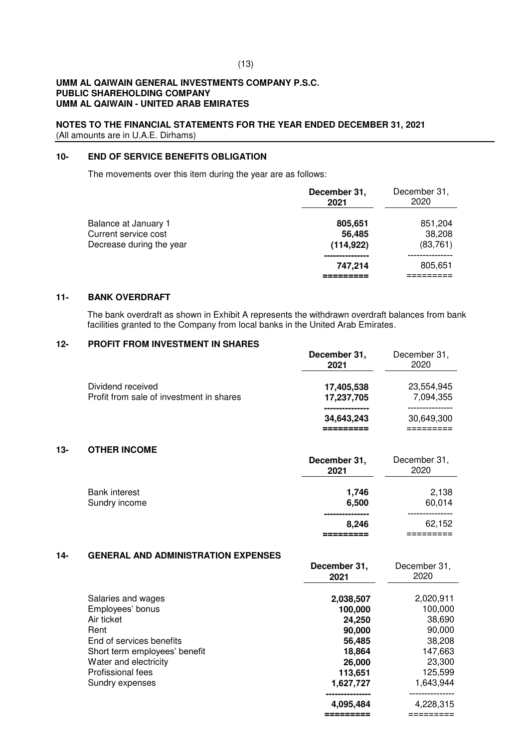**UMM AL QAIWAIN GENERAL INVESTMENTS COMPANY P.S.C.**
**PUBLIC SHAREHOLDING COMPANY**
**UMM AL QAIWAIN - UNITED ARAB EMIRATES**

**NOTES TO THE FINANCIAL STATEMENTS FOR THE YEAR ENDED DECEMBER 31, 2021**
(All amounts are in U.A.E. Dirhams)

## 10- END OF SERVICE BENEFITS OBLIGATION

The movements over this item during the year are as follows:

| | December 31, 2021 | December 31, 2020 |
|---|---|---|
| Balance at January 1 | **805,651** | 851,204 |
| Current service cost | **56,485** | 38,208 |
| Decrease during the year | **(114,922)** | (83,761) |
| | **747,214** | 805,651 |

## 11- BANK OVERDRAFT

The bank overdraft as shown in Exhibit A represents the withdrawn overdraft balances from bank facilities granted to the Company from local banks in the United Arab Emirates.

## 12- PROFIT FROM INVESTMENT IN SHARES

| | December 31, 2021 | December 31, 2020 |
|---|---|---|
| Dividend received | **17,405,538** | 23,554,945 |
| Profit from sale of investment in shares | **17,237,705** | 7,094,355 |
| | **34,643,243** | 30,649,300 |

## 13- OTHER INCOME

| | December 31, 2021 | December 31, 2020 |
|---|---|---|
| Bank interest | **1,746** | 2,138 |
| Sundry income | **6,500** | 60,014 |
| | **8,246** | 62,152 |

## 14- GENERAL AND ADMINISTRATION EXPENSES

| | December 31, 2021 | December 31, 2020 |
|---|---|---|
| Salaries and wages | **2,038,507** | 2,020,911 |
| Employees' bonus | **100,000** | 100,000 |
| Air ticket | **24,250** | 38,690 |
| Rent | **90,000** | 90,000 |
| End of services benefits | **56,485** | 38,208 |
| Short term employees' benefit | **18,864** | 147,663 |
| Water and electricity | **26,000** | 23,300 |
| Profissional fees | **113,651** | 125,599 |
| Sundry expenses | **1,627,727** | 1,643,944 |
| | **4,095,484** | 4,228,315 |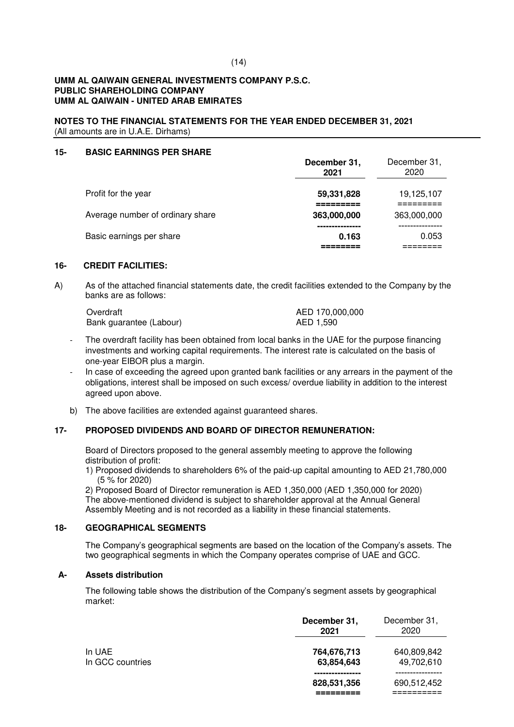**UMM AL QAIWAIN GENERAL INVESTMENTS COMPANY P.S.C.**
**PUBLIC SHAREHOLDING COMPANY**
**UMM AL QAIWAIN - UNITED ARAB EMIRATES**

**NOTES TO THE FINANCIAL STATEMENTS FOR THE YEAR ENDED DECEMBER 31, 2021**
(All amounts are in U.A.E. Dirhams)

## 15- BASIC EARNINGS PER SHARE

| | December 31, 2021 | December 31, 2020 |
|---|---|---|
| Profit for the year | **59,331,828** | 19,125,107 |
| Average number of ordinary share | **363,000,000** | 363,000,000 |
| Basic earnings per share | **0.163** | 0.053 |

## 16- CREDIT FACILITIES:

A) As of the attached financial statements date, the credit facilities extended to the Company by the banks are as follows:

| | |
|---|---|
| Overdraft | AED 170,000,000 |
| Bank guarantee (Labour) | AED 1,590 |

- The overdraft facility has been obtained from local banks in the UAE for the purpose financing investments and working capital requirements. The interest rate is calculated on the basis of one-year EIBOR plus a margin.
- In case of exceeding the agreed upon granted bank facilities or any arrears in the payment of the obligations, interest shall be imposed on such excess/ overdue liability in addition to the interest agreed upon above.

b) The above facilities are extended against guaranteed shares.

## 17- PROPOSED DIVIDENDS AND BOARD OF DIRECTOR REMUNERATION:

Board of Directors proposed to the general assembly meeting to approve the following distribution of profit:

1) Proposed dividends to shareholders 6% of the paid-up capital amounting to AED 21,780,000 (5 % for 2020)

2) Proposed Board of Director remuneration is AED 1,350,000 (AED 1,350,000 for 2020)

The above-mentioned dividend is subject to shareholder approval at the Annual General Assembly Meeting and is not recorded as a liability in these financial statements.

## 18- GEOGRAPHICAL SEGMENTS

The Company's geographical segments are based on the location of the Company's assets. The two geographical segments in which the Company operates comprise of UAE and GCC.

### A- Assets distribution

The following table shows the distribution of the Company's segment assets by geographical market:

| | December 31, 2021 | December 31, 2020 |
|---|---|---|
| In UAE | **764,676,713** | 640,809,842 |
| In GCC countries | **63,854,643** | 49,702,610 |
| | **828,531,356** | 690,512,452 |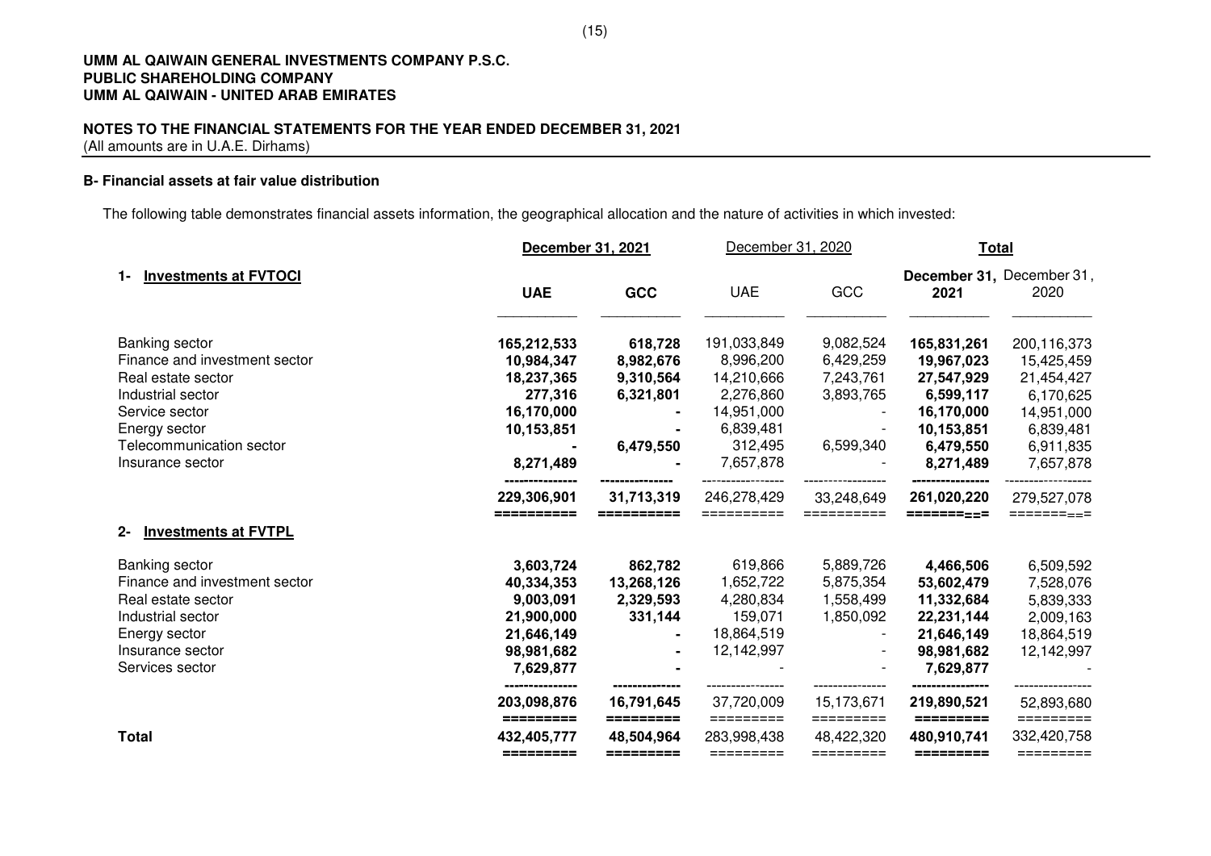**UMM AL QAIWAIN GENERAL INVESTMENTS COMPANY P.S.C.**
**PUBLIC SHAREHOLDING COMPANY**
**UMM AL QAIWAIN - UNITED ARAB EMIRATES**

**NOTES TO THE FINANCIAL STATEMENTS FOR THE YEAR ENDED DECEMBER 31, 2021**
(All amounts are in U.A.E. Dirhams)

**B- Financial assets at fair value distribution**

The following table demonstrates financial assets information, the geographical allocation and the nature of activities in which invested:

| | **December 31, 2021** | | December 31, 2020 | | **Total** | |
|---|---|---|---|---|---|---|
| **1- Investments at FVTOCI** | **UAE** | **GCC** | UAE | GCC | **December 31, 2021** | December 31, 2020 |
| Banking sector | **165,212,533** | **618,728** | 191,033,849 | 9,082,524 | **165,831,261** | 200,116,373 |
| Finance and investment sector | **10,984,347** | **8,982,676** | 8,996,200 | 6,429,259 | **19,967,023** | 15,425,459 |
| Real estate sector | **18,237,365** | **9,310,564** | 14,210,666 | 7,243,761 | **27,547,929** | 21,454,427 |
| Industrial sector | **277,316** | **6,321,801** | 2,276,860 | 3,893,765 | **6,599,117** | 6,170,625 |
| Service sector | **16,170,000** | **-** | 14,951,000 | - | **16,170,000** | 14,951,000 |
| Energy sector | **10,153,851** | **-** | 6,839,481 | - | **10,153,851** | 6,839,481 |
| Telecommunication sector | **-** | **6,479,550** | 312,495 | 6,599,340 | **6,479,550** | 6,911,835 |
| Insurance sector | **8,271,489** | **-** | 7,657,878 | - | **8,271,489** | 7,657,878 |
| | **229,306,901** | **31,713,319** | 246,278,429 | 33,248,649 | **261,020,220** | 279,527,078 |
| **2- Investments at FVTPL** | | | | | | |
| Banking sector | **3,603,724** | **862,782** | 619,866 | 5,889,726 | **4,466,506** | 6,509,592 |
| Finance and investment sector | **40,334,353** | **13,268,126** | 1,652,722 | 5,875,354 | **53,602,479** | 7,528,076 |
| Real estate sector | **9,003,091** | **2,329,593** | 4,280,834 | 1,558,499 | **11,332,684** | 5,839,333 |
| Industrial sector | **21,900,000** | **331,144** | 159,071 | 1,850,092 | **22,231,144** | 2,009,163 |
| Energy sector | **21,646,149** | **-** | 18,864,519 | - | **21,646,149** | 18,864,519 |
| Insurance sector | **98,981,682** | **-** | 12,142,997 | - | **98,981,682** | 12,142,997 |
| Services sector | **7,629,877** | **-** | - | - | **7,629,877** | - |
| | **203,098,876** | **16,791,645** | 37,720,009 | 15,173,671 | **219,890,521** | 52,893,680 |
| **Total** | **432,405,777** | **48,504,964** | 283,998,438 | 48,422,320 | **480,910,741** | 332,420,758 |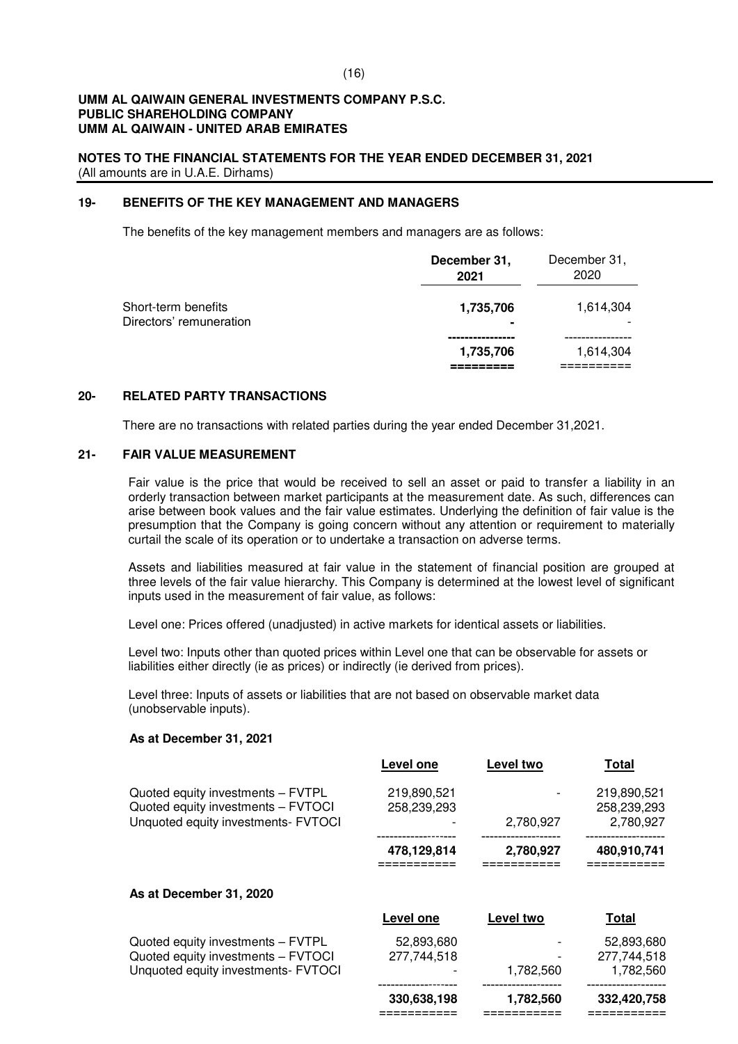**UMM AL QAIWAIN GENERAL INVESTMENTS COMPANY P.S.C.**
**PUBLIC SHAREHOLDING COMPANY**
**UMM AL QAIWAIN - UNITED ARAB EMIRATES**

**NOTES TO THE FINANCIAL STATEMENTS FOR THE YEAR ENDED DECEMBER 31, 2021**
(All amounts are in U.A.E. Dirhams)

## 19- BENEFITS OF THE KEY MANAGEMENT AND MANAGERS

The benefits of the key management members and managers are as follows:

| | **December 31, 2021** | December 31, 2020 |
|---|---|---|
| Short-term benefits | **1,735,706** | 1,614,304 |
| Directors' remuneration | **-** | - |
| | **1,735,706** | 1,614,304 |

## 20- RELATED PARTY TRANSACTIONS

There are no transactions with related parties during the year ended December 31,2021.

## 21- FAIR VALUE MEASUREMENT

Fair value is the price that would be received to sell an asset or paid to transfer a liability in an orderly transaction between market participants at the measurement date. As such, differences can arise between book values and the fair value estimates. Underlying the definition of fair value is the presumption that the Company is going concern without any attention or requirement to materially curtail the scale of its operation or to undertake a transaction on adverse terms.

Assets and liabilities measured at fair value in the statement of financial position are grouped at three levels of the fair value hierarchy. This Company is determined at the lowest level of significant inputs used in the measurement of fair value, as follows:

Level one: Prices offered (unadjusted) in active markets for identical assets or liabilities.

Level two: Inputs other than quoted prices within Level one that can be observable for assets or liabilities either directly (ie as prices) or indirectly (ie derived from prices).

Level three: Inputs of assets or liabilities that are not based on observable market data (unobservable inputs).

**As at December 31, 2021**

| | **Level one** | **Level two** | **Total** |
|---|---|---|---|
| Quoted equity investments – FVTPL | 219,890,521 | - | 219,890,521 |
| Quoted equity investments – FVTOCI | 258,239,293 | | 258,239,293 |
| Unquoted equity investments- FVTOCI | - | 2,780,927 | 2,780,927 |
| | **478,129,814** | **2,780,927** | **480,910,741** |

**As at December 31, 2020**

| | **Level one** | **Level two** | **Total** |
|---|---|---|---|
| Quoted equity investments – FVTPL | 52,893,680 | - | 52,893,680 |
| Quoted equity investments – FVTOCI | 277,744,518 | - | 277,744,518 |
| Unquoted equity investments- FVTOCI | - | 1,782,560 | 1,782,560 |
| | **330,638,198** | **1,782,560** | **332,420,758** |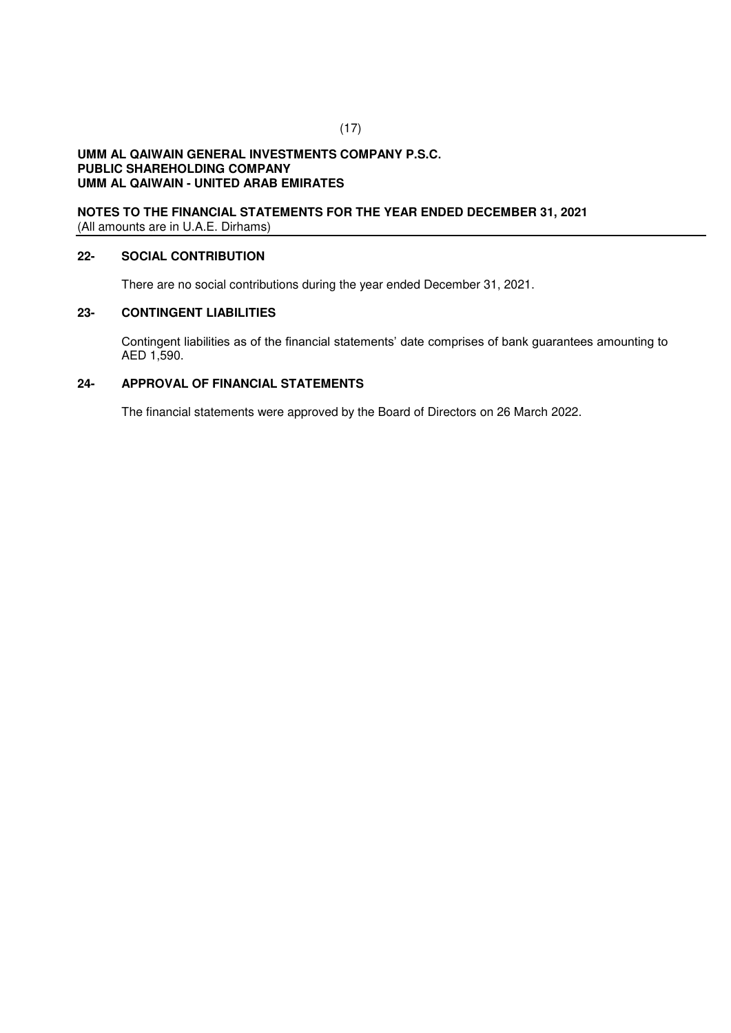**UMM AL QAIWAIN GENERAL INVESTMENTS COMPANY P.S.C.**
**PUBLIC SHAREHOLDING COMPANY**
**UMM AL QAIWAIN - UNITED ARAB EMIRATES**

**NOTES TO THE FINANCIAL STATEMENTS FOR THE YEAR ENDED DECEMBER 31, 2021**
(All amounts are in U.A.E. Dirhams)

## 22- SOCIAL CONTRIBUTION

There are no social contributions during the year ended December 31, 2021.

## 23- CONTINGENT LIABILITIES

Contingent liabilities as of the financial statements' date comprises of bank guarantees amounting to AED 1,590.

## 24- APPROVAL OF FINANCIAL STATEMENTS

The financial statements were approved by the Board of Directors on 26 March 2022.